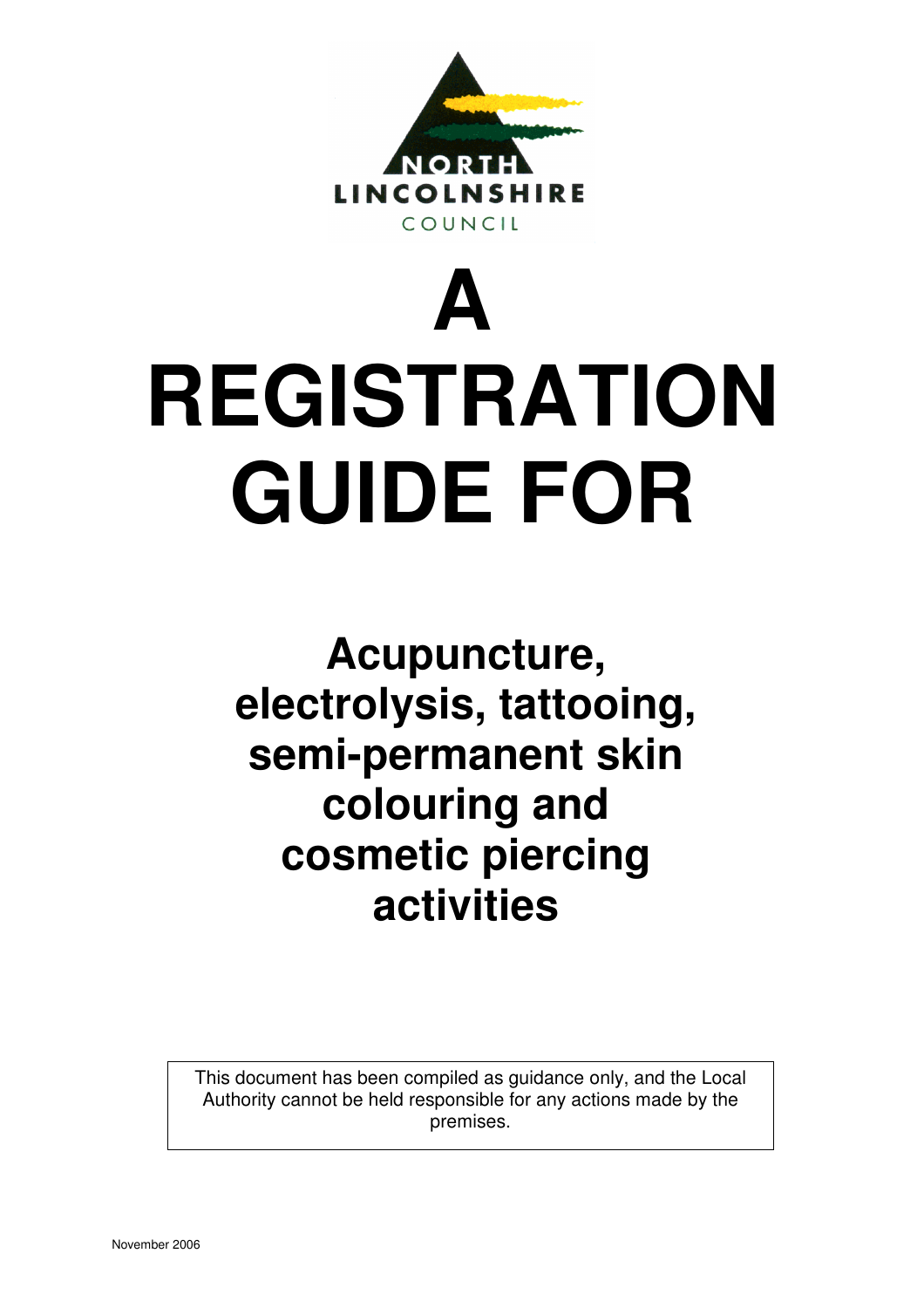NORTH LINCOLNSHIRE COUNCIL

# A REGISTRATION GUIDE FOR

## Acupuncture, electrolysis, tattooing, semi-permanent skin colouring and cosmetic piercing activities

This document has been compiled as guidance only, and the Local Authority cannot be held responsible for any actions made by the premises.

November 2006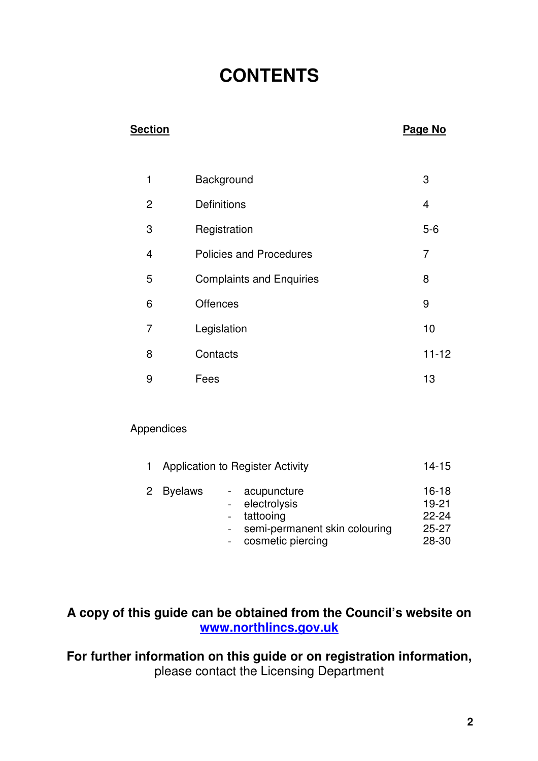# CONTENTS

| Section | | Page No |
|---|---|---|
| 1 | Background | 3 |
| 2 | Definitions | 4 |
| 3 | Registration | 5-6 |
| 4 | Policies and Procedures | 7 |
| 5 | Complaints and Enquiries | 8 |
| 6 | Offences | 9 |
| 7 | Legislation | 10 |
| 8 | Contacts | 11-12 |
| 9 | Fees | 13 |

Appendices

| | | | Page No |
|---|---|---|---|
| 1 | Application to Register Activity | | 14-15 |
| 2 | Byelaws | - acupuncture | 16-18 |
| | | - electrolysis | 19-21 |
| | | - tattooing | 22-24 |
| | | - semi-permanent skin colouring | 25-27 |
| | | - cosmetic piercing | 28-30 |

**A copy of this guide can be obtained from the Council's website on [www.northlincs.gov.uk](http://www.northlincs.gov.uk)**

**For further information on this guide or on registration information,** please contact the Licensing Department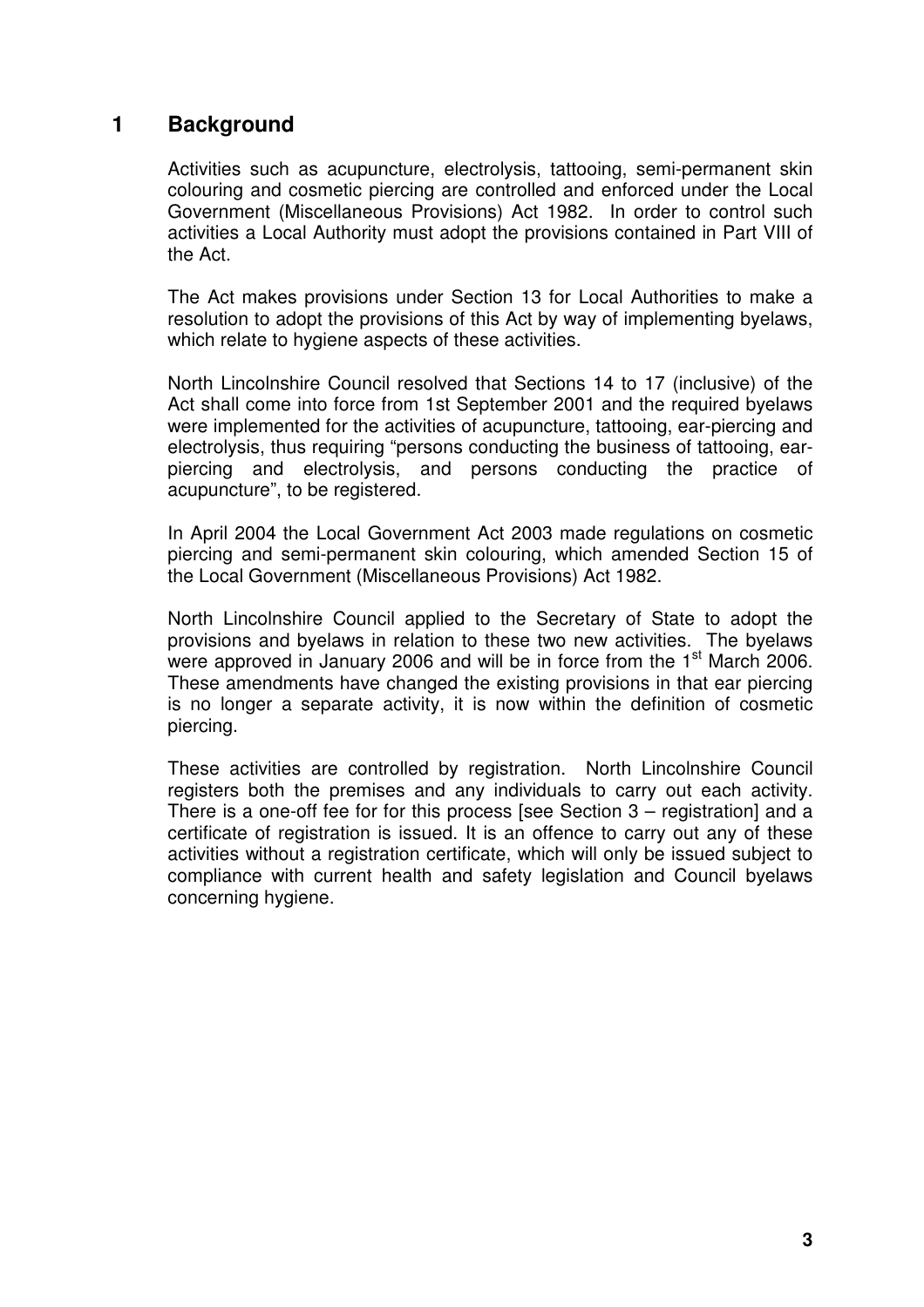# 1 Background

Activities such as acupuncture, electrolysis, tattooing, semi-permanent skin colouring and cosmetic piercing are controlled and enforced under the Local Government (Miscellaneous Provisions) Act 1982. In order to control such activities a Local Authority must adopt the provisions contained in Part VIII of the Act.

The Act makes provisions under Section 13 for Local Authorities to make a resolution to adopt the provisions of this Act by way of implementing byelaws, which relate to hygiene aspects of these activities.

North Lincolnshire Council resolved that Sections 14 to 17 (inclusive) of the Act shall come into force from 1st September 2001 and the required byelaws were implemented for the activities of acupuncture, tattooing, ear-piercing and electrolysis, thus requiring "persons conducting the business of tattooing, ear-piercing and electrolysis, and persons conducting the practice of acupuncture", to be registered.

In April 2004 the Local Government Act 2003 made regulations on cosmetic piercing and semi-permanent skin colouring, which amended Section 15 of the Local Government (Miscellaneous Provisions) Act 1982.

North Lincolnshire Council applied to the Secretary of State to adopt the provisions and byelaws in relation to these two new activities. The byelaws were approved in January 2006 and will be in force from the 1st March 2006. These amendments have changed the existing provisions in that ear piercing is no longer a separate activity, it is now within the definition of cosmetic piercing.

These activities are controlled by registration. North Lincolnshire Council registers both the premises and any individuals to carry out each activity. There is a one-off fee for for this process [see Section 3 – registration] and a certificate of registration is issued. It is an offence to carry out any of these activities without a registration certificate, which will only be issued subject to compliance with current health and safety legislation and Council byelaws concerning hygiene.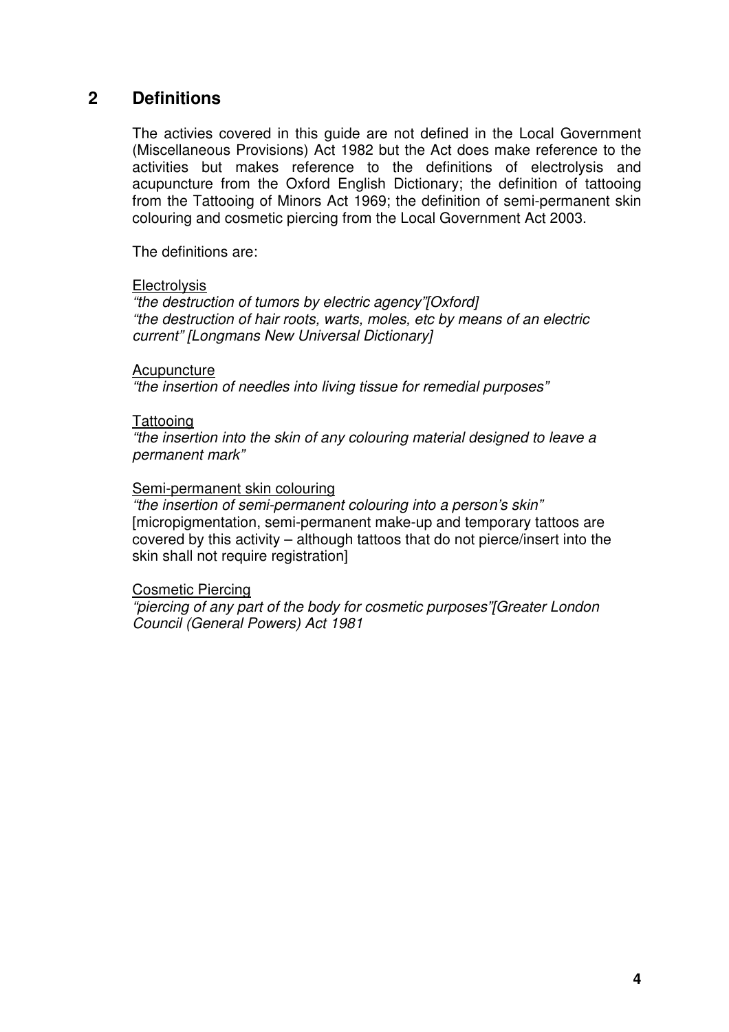## 2 Definitions

The activies covered in this guide are not defined in the Local Government (Miscellaneous Provisions) Act 1982 but the Act does make reference to the activities but makes reference to the definitions of electrolysis and acupuncture from the Oxford English Dictionary; the definition of tattooing from the Tattooing of Minors Act 1969; the definition of semi-permanent skin colouring and cosmetic piercing from the Local Government Act 2003.

The definitions are:

<u>Electrolysis</u>
*"the destruction of tumors by electric agency"[Oxford]*
*"the destruction of hair roots, warts, moles, etc by means of an electric current" [Longmans New Universal Dictionary]*

<u>Acupuncture</u>
*"the insertion of needles into living tissue for remedial purposes"*

<u>Tattooing</u>
*"the insertion into the skin of any colouring material designed to leave a permanent mark"*

<u>Semi-permanent skin colouring</u>
*"the insertion of semi-permanent colouring into a person's skin"*
[micropigmentation, semi-permanent make-up and temporary tattoos are covered by this activity – although tattoos that do not pierce/insert into the skin shall not require registration]

<u>Cosmetic Piercing</u>
*"piercing of any part of the body for cosmetic purposes"[Greater London Council (General Powers) Act 1981*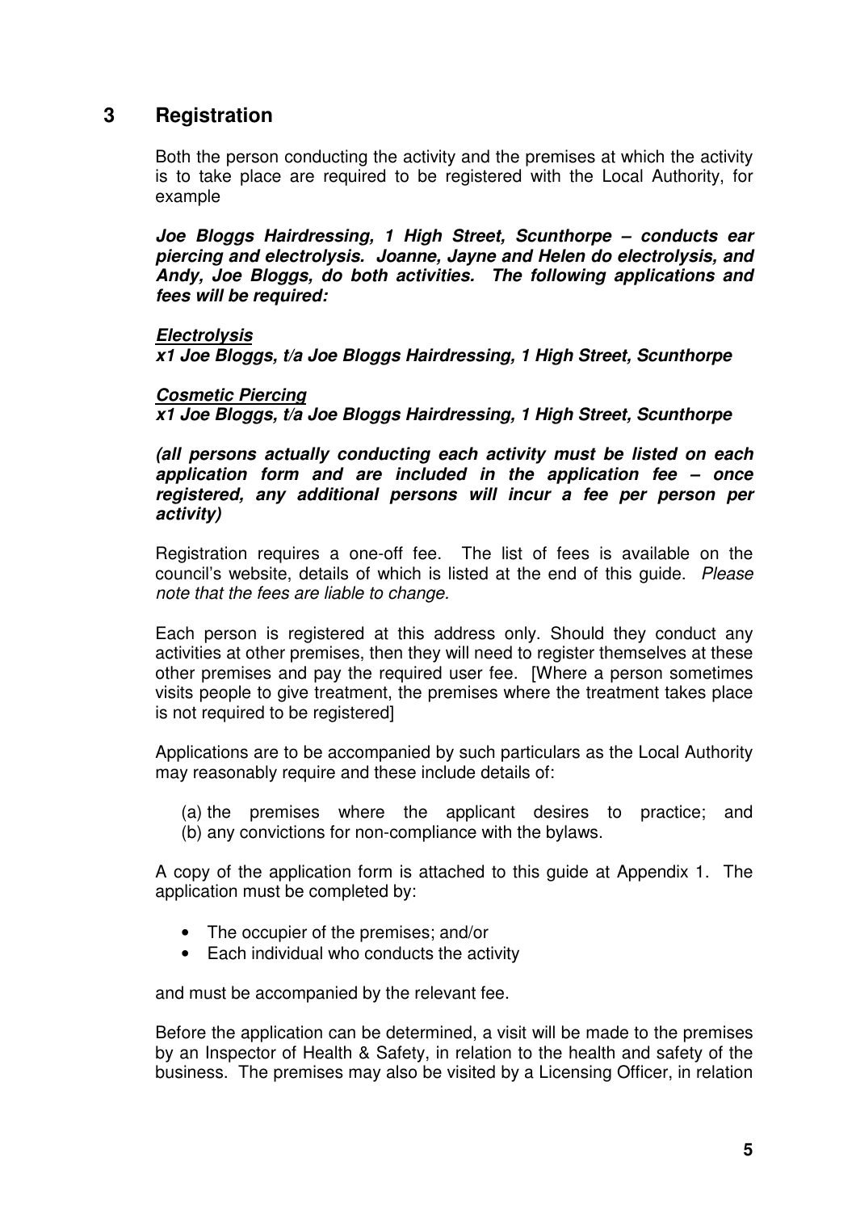## 3 Registration

Both the person conducting the activity and the premises at which the activity is to take place are required to be registered with the Local Authority, for example

***Joe Bloggs Hairdressing, 1 High Street, Scunthorpe – conducts ear piercing and electrolysis. Joanne, Jayne and Helen do electrolysis, and Andy, Joe Bloggs, do both activities. The following applications and fees will be required:***

***Electrolysis***
***x1 Joe Bloggs, t/a Joe Bloggs Hairdressing, 1 High Street, Scunthorpe***

***Cosmetic Piercing***
***x1 Joe Bloggs, t/a Joe Bloggs Hairdressing, 1 High Street, Scunthorpe***

***(all persons actually conducting each activity must be listed on each application form and are included in the application fee – once registered, any additional persons will incur a fee per person per activity)***

Registration requires a one-off fee. The list of fees is available on the council's website, details of which is listed at the end of this guide. *Please note that the fees are liable to change.*

Each person is registered at this address only. Should they conduct any activities at other premises, then they will need to register themselves at these other premises and pay the required user fee. [Where a person sometimes visits people to give treatment, the premises where the treatment takes place is not required to be registered]

Applications are to be accompanied by such particulars as the Local Authority may reasonably require and these include details of:

(a) the premises where the applicant desires to practice; and
(b) any convictions for non-compliance with the bylaws.

A copy of the application form is attached to this guide at Appendix 1. The application must be completed by:

- The occupier of the premises; and/or
- Each individual who conducts the activity

and must be accompanied by the relevant fee.

Before the application can be determined, a visit will be made to the premises by an Inspector of Health & Safety, in relation to the health and safety of the business. The premises may also be visited by a Licensing Officer, in relation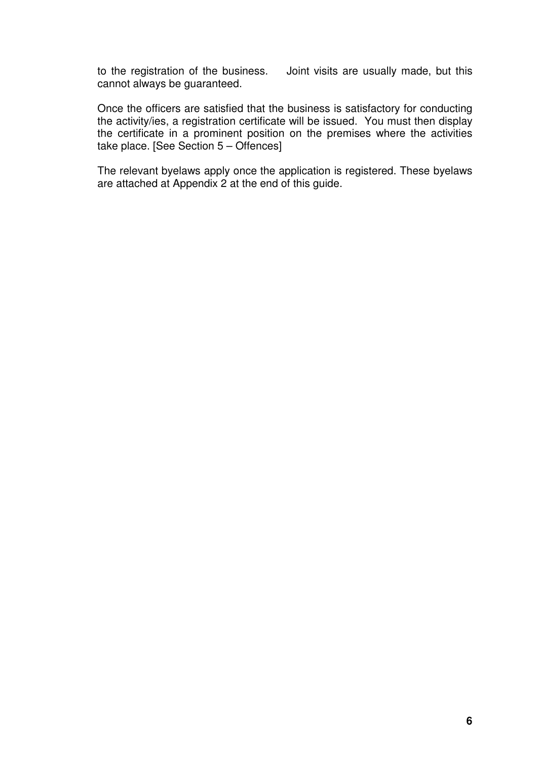to the registration of the business. Joint visits are usually made, but this cannot always be guaranteed.

Once the officers are satisfied that the business is satisfactory for conducting the activity/ies, a registration certificate will be issued. You must then display the certificate in a prominent position on the premises where the activities take place. [See Section 5 – Offences]

The relevant byelaws apply once the application is registered. These byelaws are attached at Appendix 2 at the end of this guide.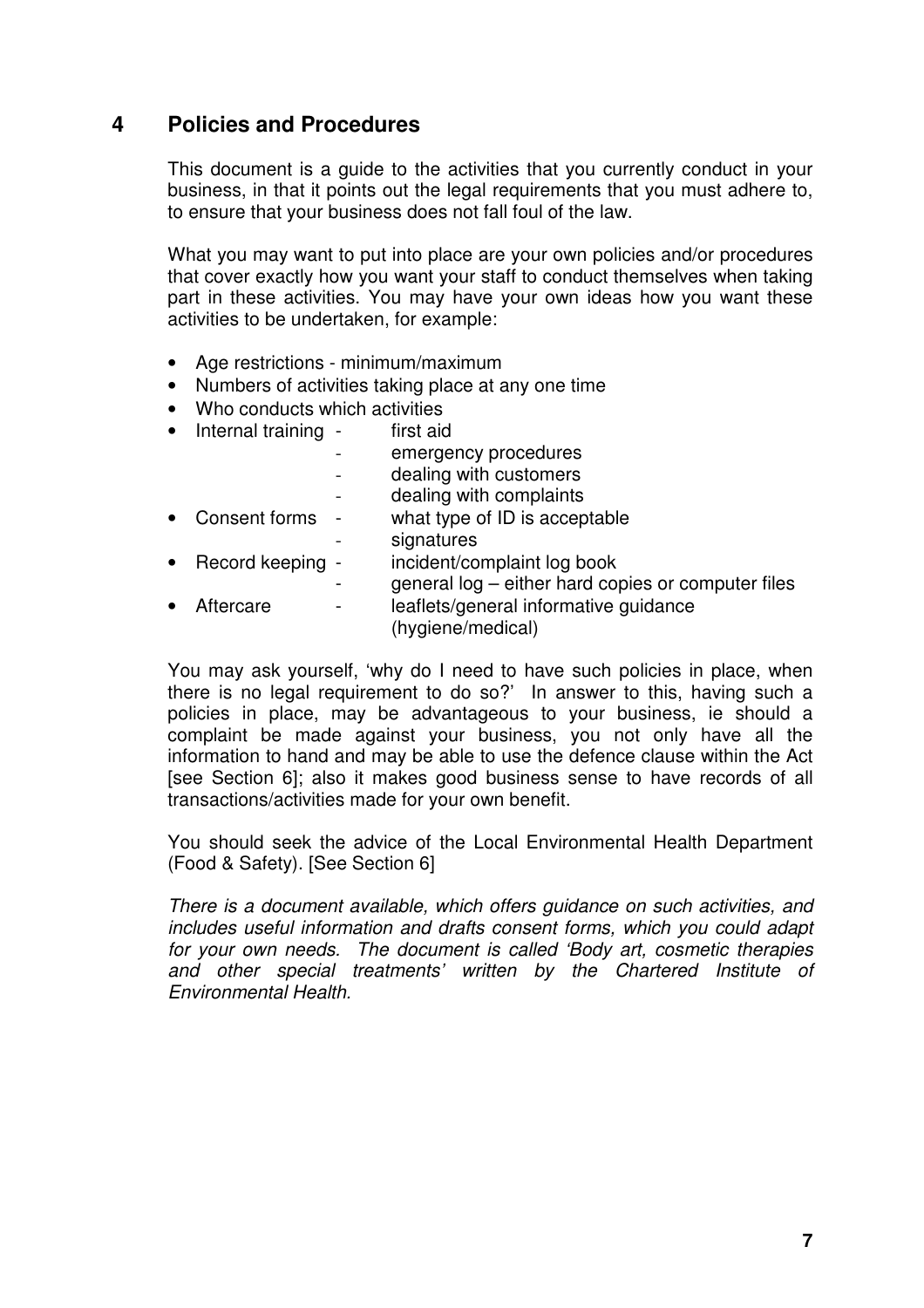## 4 Policies and Procedures

This document is a guide to the activities that you currently conduct in your business, in that it points out the legal requirements that you must adhere to, to ensure that your business does not fall foul of the law.

What you may want to put into place are your own policies and/or procedures that cover exactly how you want your staff to conduct themselves when taking part in these activities. You may have your own ideas how you want these activities to be undertaken, for example:

- Age restrictions - minimum/maximum
- Numbers of activities taking place at any one time
- Who conducts which activities
- Internal training
  - first aid
  - emergency procedures
  - dealing with customers
  - dealing with complaints
- Consent forms
  - what type of ID is acceptable
  - signatures
- Record keeping
  - incident/complaint log book
  - general log – either hard copies or computer files
- Aftercare
  - leaflets/general informative guidance (hygiene/medical)

You may ask yourself, 'why do I need to have such policies in place, when there is no legal requirement to do so?' In answer to this, having such a policies in place, may be advantageous to your business, ie should a complaint be made against your business, you not only have all the information to hand and may be able to use the defence clause within the Act [see Section 6]; also it makes good business sense to have records of all transactions/activities made for your own benefit.

You should seek the advice of the Local Environmental Health Department (Food & Safety). [See Section 6]

*There is a document available, which offers guidance on such activities, and includes useful information and drafts consent forms, which you could adapt for your own needs. The document is called 'Body art, cosmetic therapies and other special treatments' written by the Chartered Institute of Environmental Health.*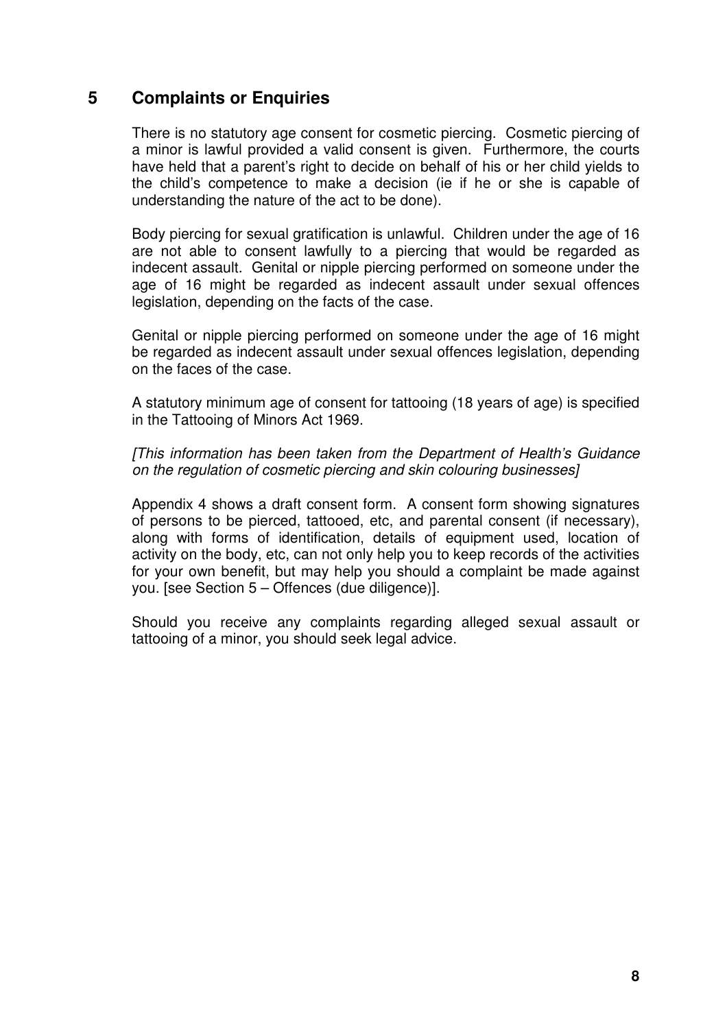## 5 Complaints or Enquiries

There is no statutory age consent for cosmetic piercing. Cosmetic piercing of a minor is lawful provided a valid consent is given. Furthermore, the courts have held that a parent's right to decide on behalf of his or her child yields to the child's competence to make a decision (ie if he or she is capable of understanding the nature of the act to be done).

Body piercing for sexual gratification is unlawful. Children under the age of 16 are not able to consent lawfully to a piercing that would be regarded as indecent assault. Genital or nipple piercing performed on someone under the age of 16 might be regarded as indecent assault under sexual offences legislation, depending on the facts of the case.

Genital or nipple piercing performed on someone under the age of 16 might be regarded as indecent assault under sexual offences legislation, depending on the faces of the case.

A statutory minimum age of consent for tattooing (18 years of age) is specified in the Tattooing of Minors Act 1969.

*[This information has been taken from the Department of Health's Guidance on the regulation of cosmetic piercing and skin colouring businesses]*

Appendix 4 shows a draft consent form. A consent form showing signatures of persons to be pierced, tattooed, etc, and parental consent (if necessary), along with forms of identification, details of equipment used, location of activity on the body, etc, can not only help you to keep records of the activities for your own benefit, but may help you should a complaint be made against you. [see Section 5 – Offences (due diligence)].

Should you receive any complaints regarding alleged sexual assault or tattooing of a minor, you should seek legal advice.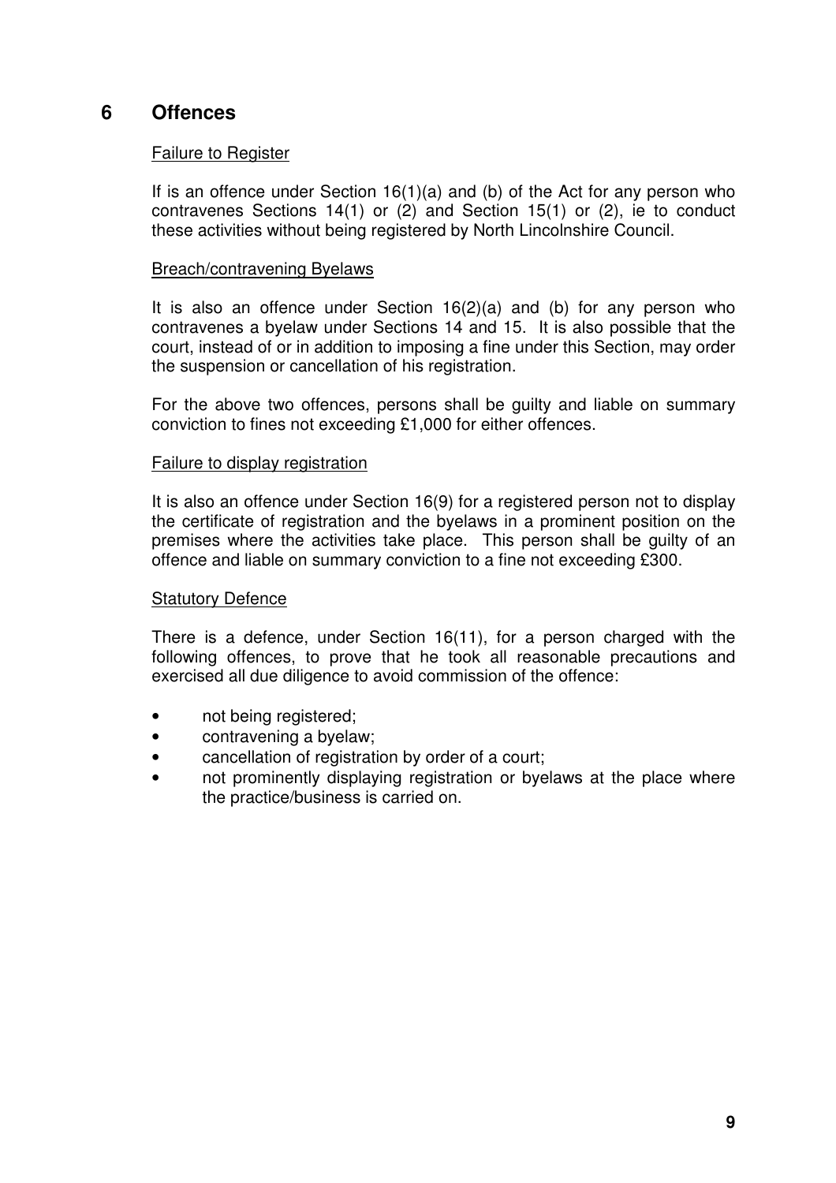## 6 Offences

Failure to Register

If is an offence under Section 16(1)(a) and (b) of the Act for any person who contravenes Sections 14(1) or (2) and Section 15(1) or (2), ie to conduct these activities without being registered by North Lincolnshire Council.

Breach/contravening Byelaws

It is also an offence under Section 16(2)(a) and (b) for any person who contravenes a byelaw under Sections 14 and 15. It is also possible that the court, instead of or in addition to imposing a fine under this Section, may order the suspension or cancellation of his registration.

For the above two offences, persons shall be guilty and liable on summary conviction to fines not exceeding £1,000 for either offences.

Failure to display registration

It is also an offence under Section 16(9) for a registered person not to display the certificate of registration and the byelaws in a prominent position on the premises where the activities take place. This person shall be guilty of an offence and liable on summary conviction to a fine not exceeding £300.

Statutory Defence

There is a defence, under Section 16(11), for a person charged with the following offences, to prove that he took all reasonable precautions and exercised all due diligence to avoid commission of the offence:

- not being registered;
- contravening a byelaw;
- cancellation of registration by order of a court;
- not prominently displaying registration or byelaws at the place where the practice/business is carried on.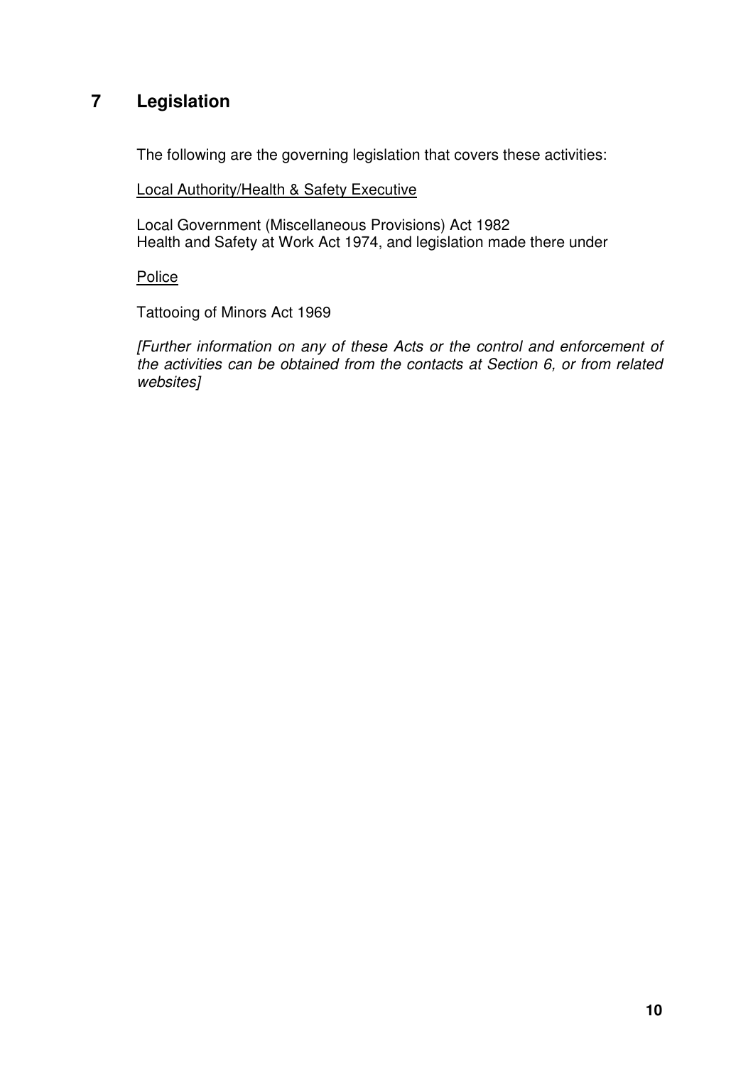## 7 Legislation

The following are the governing legislation that covers these activities:

<u>Local Authority/Health & Safety Executive</u>

Local Government (Miscellaneous Provisions) Act 1982
Health and Safety at Work Act 1974, and legislation made there under

<u>Police</u>

Tattooing of Minors Act 1969

*[Further information on any of these Acts or the control and enforcement of the activities can be obtained from the contacts at Section 6, or from related websites]*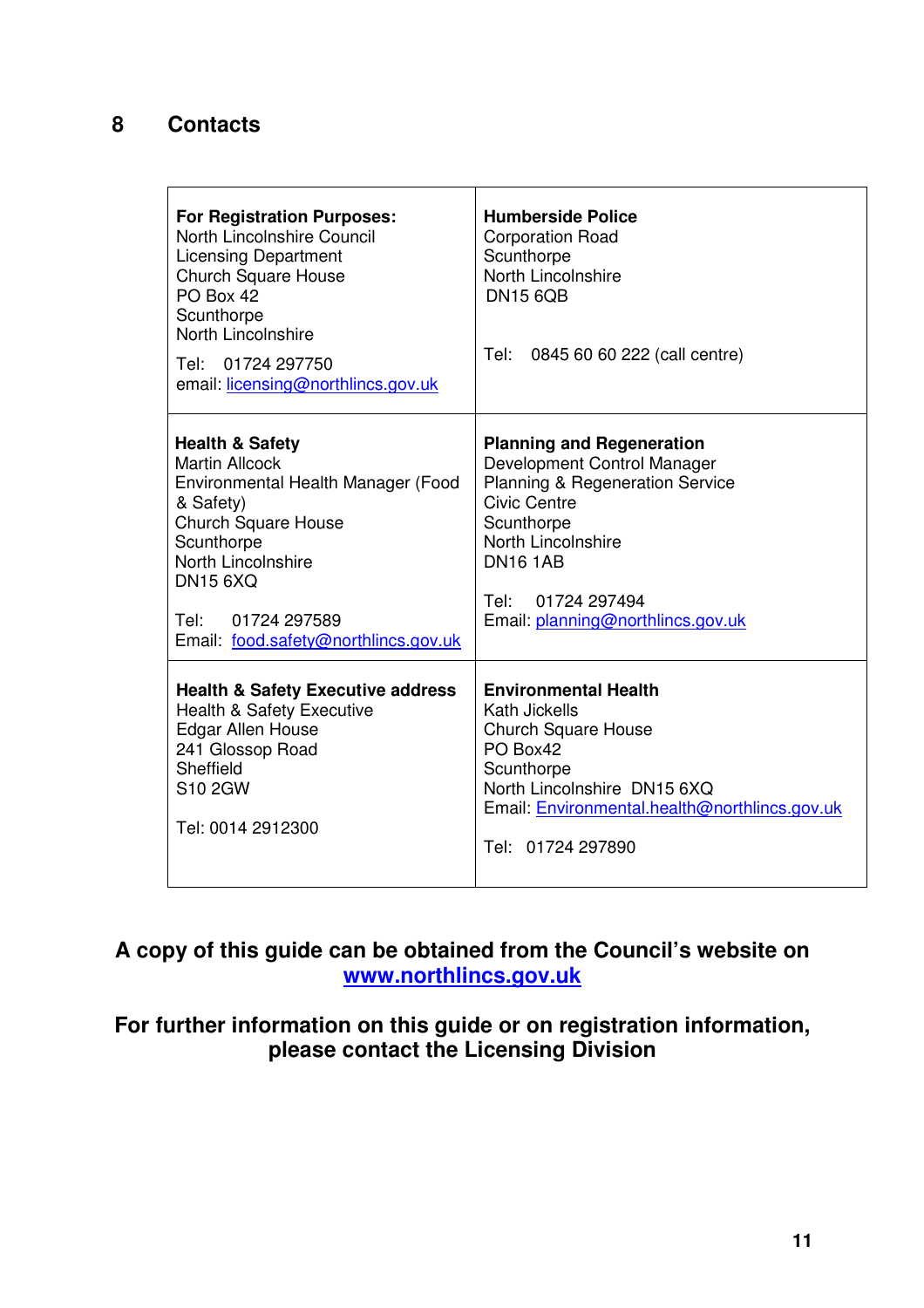## 8 Contacts

| For Registration Purposes: | Humberside Police |
|---|---|
| North Lincolnshire Council<br>Licensing Department<br>Church Square House<br>PO Box 42<br>Scunthorpe<br>North Lincolnshire<br><br>Tel: 01724 297750<br>email: licensing@northlincs.gov.uk | Corporation Road<br>Scunthorpe<br>North Lincolnshire<br>DN15 6QB<br><br>Tel: 0845 60 60 222 (call centre) |
| **Health & Safety**<br>Martin Allcock<br>Environmental Health Manager (Food & Safety)<br>Church Square House<br>Scunthorpe<br>North Lincolnshire<br>DN15 6XQ<br><br>Tel: 01724 297589<br>Email: food.safety@northlincs.gov.uk | **Planning and Regeneration**<br>Development Control Manager<br>Planning & Regeneration Service<br>Civic Centre<br>Scunthorpe<br>North Lincolnshire<br>DN16 1AB<br><br>Tel: 01724 297494<br>Email: planning@northlincs.gov.uk |
| **Health & Safety Executive address**<br>Health & Safety Executive<br>Edgar Allen House<br>241 Glossop Road<br>Sheffield<br>S10 2GW<br><br>Tel: 0014 2912300 | **Environmental Health**<br>Kath Jickells<br>Church Square House<br>PO Box42<br>Scunthorpe<br>North Lincolnshire DN15 6XQ<br>Email: Environmental.health@northlincs.gov.uk<br><br>Tel: 01724 297890 |

**A copy of this guide can be obtained from the Council's website on www.northlincs.gov.uk**

**For further information on this guide or on registration information, please contact the Licensing Division**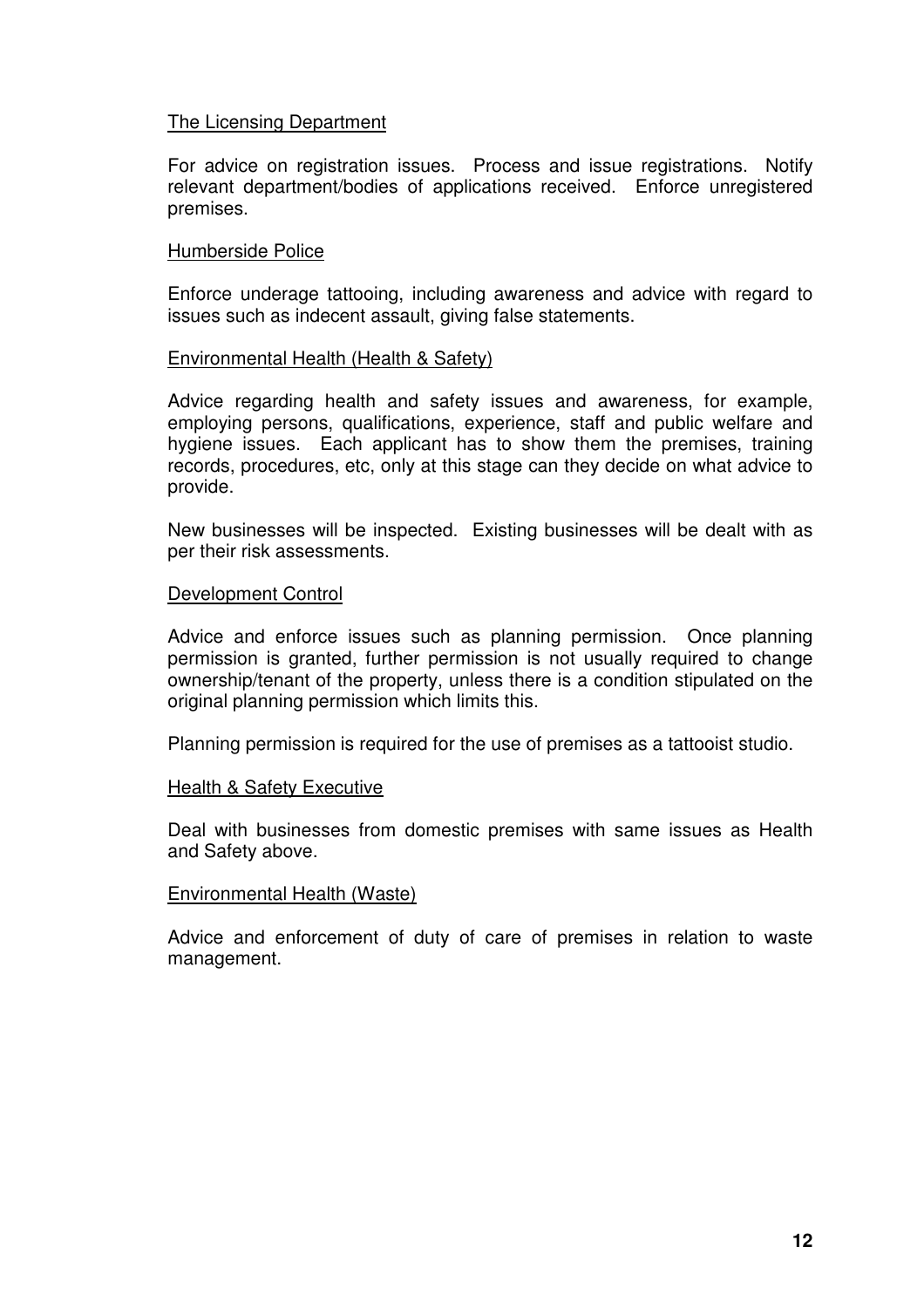The Licensing Department

For advice on registration issues. Process and issue registrations. Notify relevant department/bodies of applications received. Enforce unregistered premises.

Humberside Police

Enforce underage tattooing, including awareness and advice with regard to issues such as indecent assault, giving false statements.

Environmental Health (Health & Safety)

Advice regarding health and safety issues and awareness, for example, employing persons, qualifications, experience, staff and public welfare and hygiene issues. Each applicant has to show them the premises, training records, procedures, etc, only at this stage can they decide on what advice to provide.

New businesses will be inspected. Existing businesses will be dealt with as per their risk assessments.

Development Control

Advice and enforce issues such as planning permission. Once planning permission is granted, further permission is not usually required to change ownership/tenant of the property, unless there is a condition stipulated on the original planning permission which limits this.

Planning permission is required for the use of premises as a tattooist studio.

Health & Safety Executive

Deal with businesses from domestic premises with same issues as Health and Safety above.

Environmental Health (Waste)

Advice and enforcement of duty of care of premises in relation to waste management.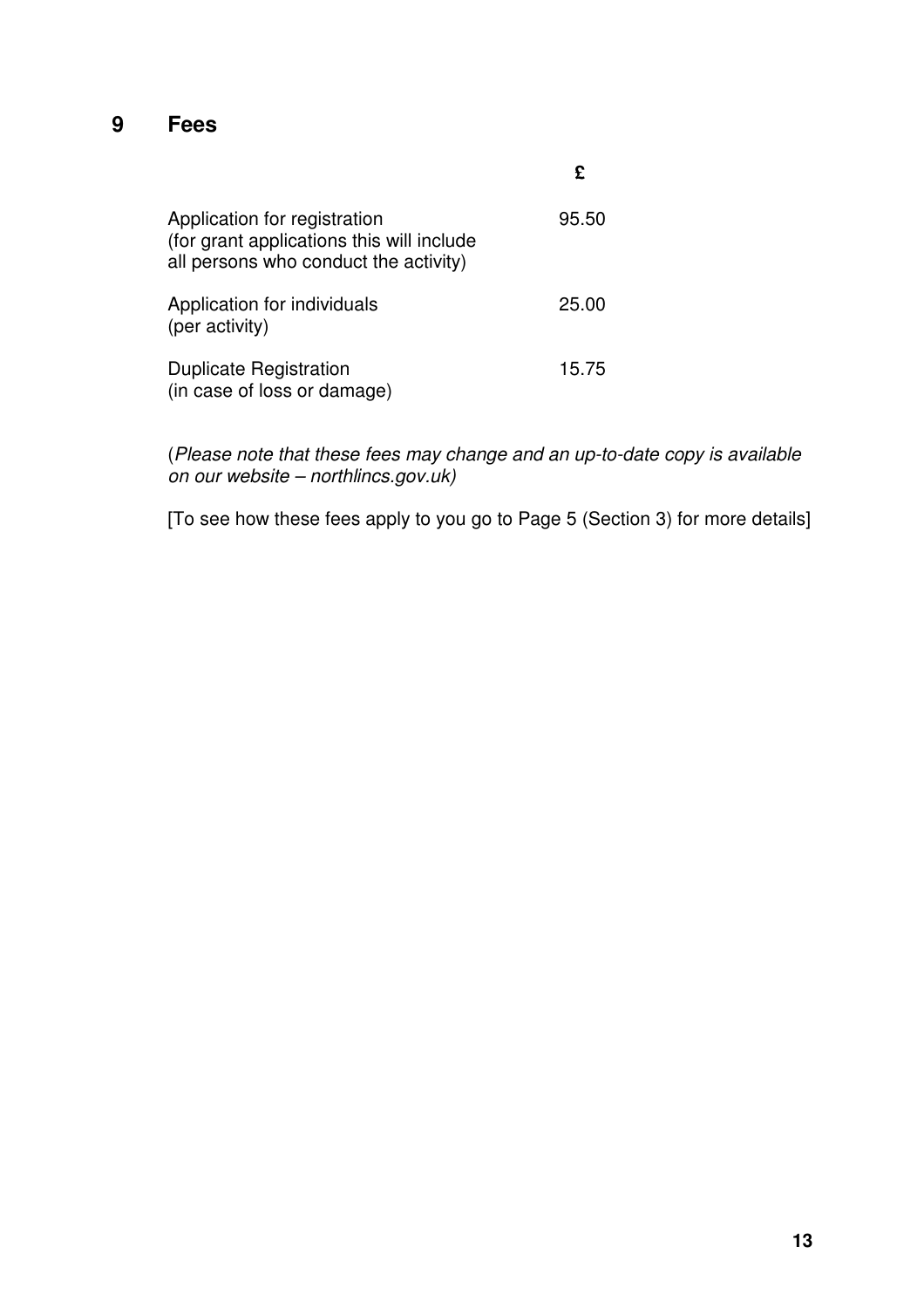## 9 Fees

| | £ |
|---|---|
| Application for registration<br>(for grant applications this will include all persons who conduct the activity) | 95.50 |
| Application for individuals<br>(per activity) | 25.00 |
| Duplicate Registration<br>(in case of loss or damage) | 15.75 |

(*Please note that these fees may change and an up-to-date copy is available on our website – northlincs.gov.uk)*

[To see how these fees apply to you go to Page 5 (Section 3) for more details]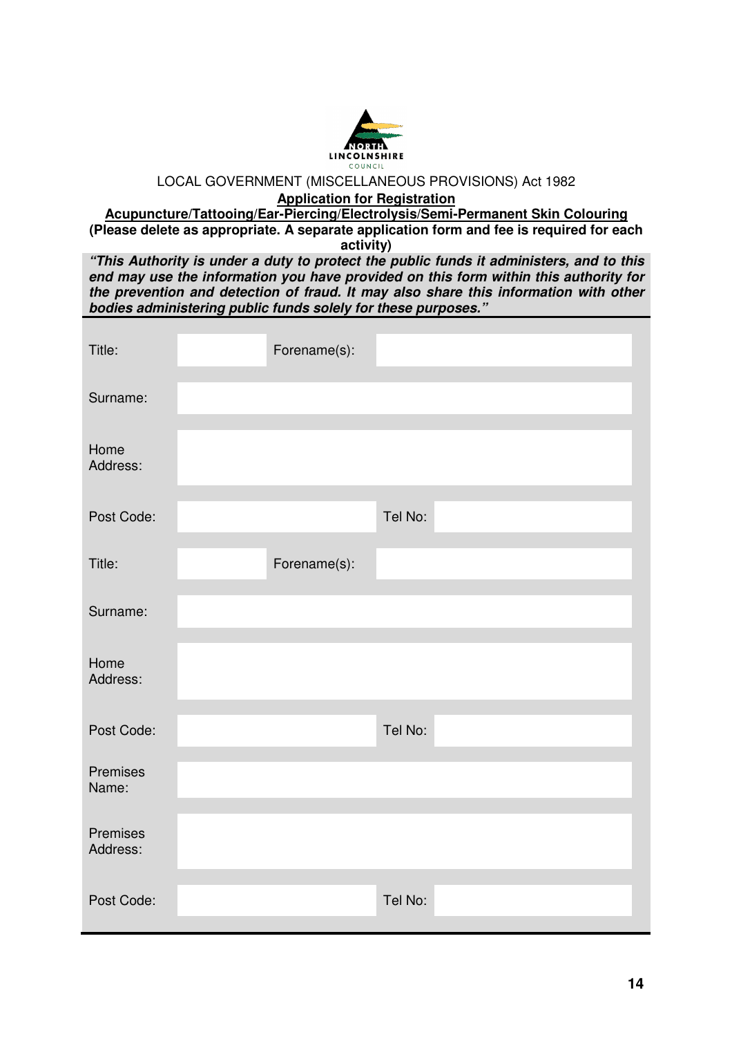NORTH LINCOLNSHIRE COUNCIL

LOCAL GOVERNMENT (MISCELLANEOUS PROVISIONS) Act 1982

**Application for Registration**

**Acupuncture/Tattooing/Ear-Piercing/Electrolysis/Semi-Permanent Skin Colouring**

**(Please delete as appropriate. A separate application form and fee is required for each activity)**

***"This Authority is under a duty to protect the public funds it administers, and to this end may use the information you have provided on this form within this authority for the prevention and detection of fraud. It may also share this information with other bodies administering public funds solely for these purposes."***

| | | | |
|---|---|---|---|
| Title: | | Forename(s): | |
| Surname: | | | |
| Home Address: | | | |
| Post Code: | | Tel No: | |
| Title: | | Forename(s): | |
| Surname: | | | |
| Home Address: | | | |
| Post Code: | | Tel No: | |
| Premises Name: | | | |
| Premises Address: | | | |
| Post Code: | | Tel No: | |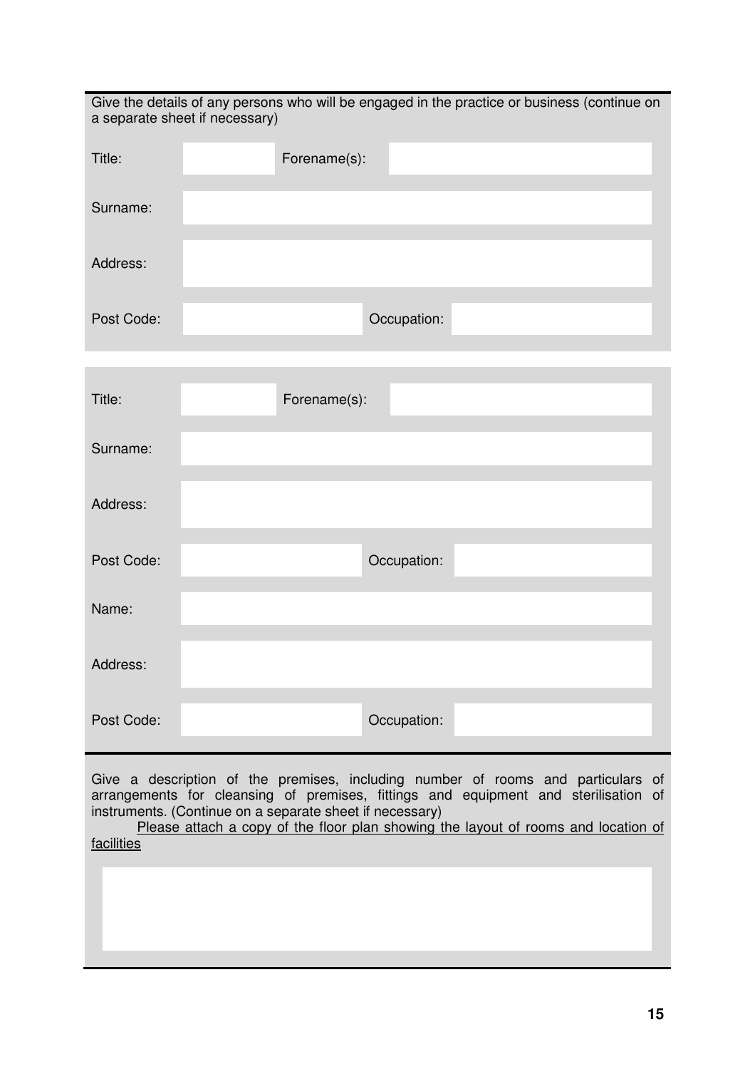Give the details of any persons who will be engaged in the practice or business (continue on a separate sheet if necessary)

| | | | |
|---|---|---|---|
| Title: | | Forename(s): | |
| Surname: | | | |
| Address: | | | |
| Post Code: | | Occupation: | |

| | | | |
|---|---|---|---|
| Title: | | Forename(s): | |
| Surname: | | | |
| Address: | | | |
| Post Code: | | Occupation: | |
| Name: | | | |
| Address: | | | |
| Post Code: | | Occupation: | |

Give a description of the premises, including number of rooms and particulars of arrangements for cleansing of premises, fittings and equipment and sterilisation of instruments. (Continue on a separate sheet if necessary)

Please attach a copy of the floor plan showing the layout of rooms and location of facilities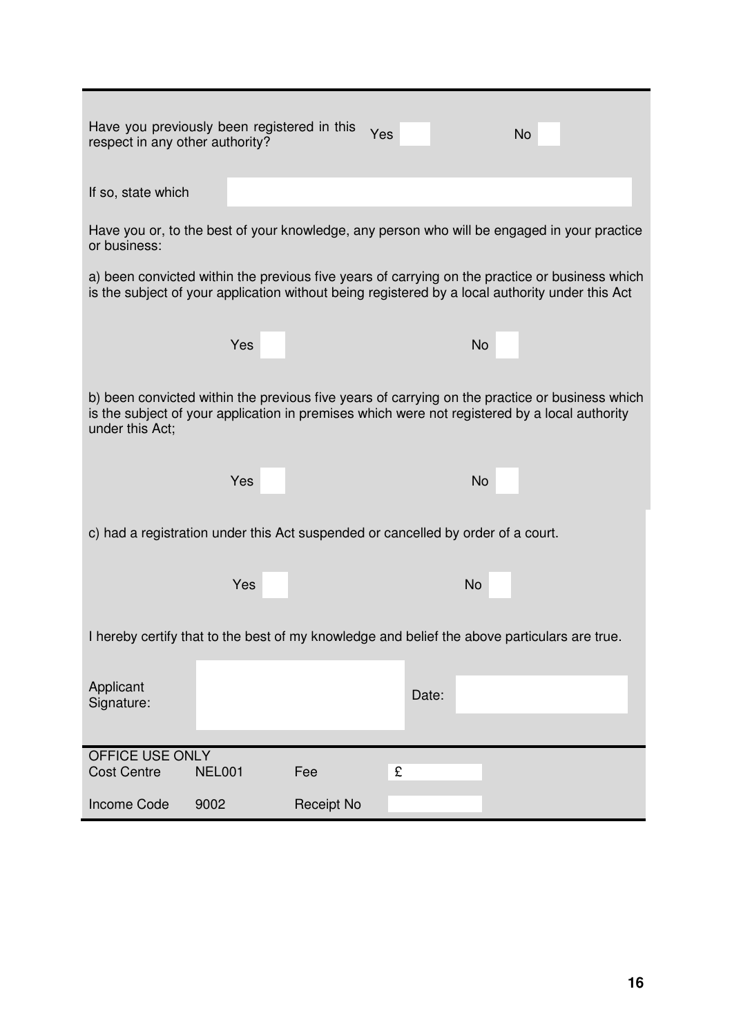Have you previously been registered in this respect in any other authority? Yes ☐ No ☐

If so, state which

Have you or, to the best of your knowledge, any person who will be engaged in your practice or business:

a) been convicted within the previous five years of carrying on the practice or business which is the subject of your application without being registered by a local authority under this Act

Yes ☐ No ☐

b) been convicted within the previous five years of carrying on the practice or business which is the subject of your application in premises which were not registered by a local authority under this Act;

Yes ☐ No ☐

c) had a registration under this Act suspended or cancelled by order of a court.

Yes ☐ No ☐

I hereby certify that to the best of my knowledge and belief the above particulars are true.

Applicant Signature: Date:

| OFFICE USE ONLY | | | |
|---|---|---|---|
| Cost Centre | NEL001 | Fee | £ |
| Income Code | 9002 | Receipt No | |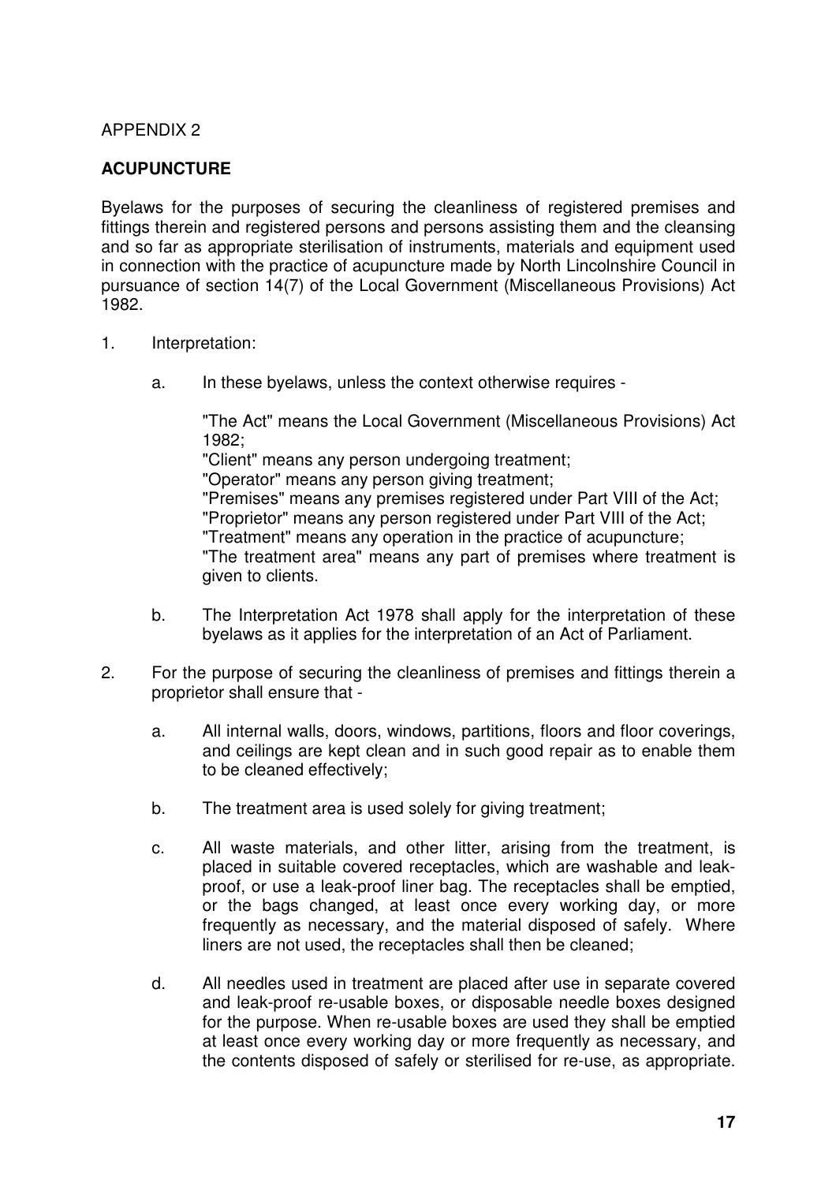APPENDIX 2

**ACUPUNCTURE**

Byelaws for the purposes of securing the cleanliness of registered premises and fittings therein and registered persons and persons assisting them and the cleansing and so far as appropriate sterilisation of instruments, materials and equipment used in connection with the practice of acupuncture made by North Lincolnshire Council in pursuance of section 14(7) of the Local Government (Miscellaneous Provisions) Act 1982.

1. Interpretation:

   a. In these byelaws, unless the context otherwise requires -

      "The Act" means the Local Government (Miscellaneous Provisions) Act 1982;
      "Client" means any person undergoing treatment;
      "Operator" means any person giving treatment;
      "Premises" means any premises registered under Part VIII of the Act;
      "Proprietor" means any person registered under Part VIII of the Act;
      "Treatment" means any operation in the practice of acupuncture;
      "The treatment area" means any part of premises where treatment is given to clients.

   b. The Interpretation Act 1978 shall apply for the interpretation of these byelaws as it applies for the interpretation of an Act of Parliament.

2. For the purpose of securing the cleanliness of premises and fittings therein a proprietor shall ensure that -

   a. All internal walls, doors, windows, partitions, floors and floor coverings, and ceilings are kept clean and in such good repair as to enable them to be cleaned effectively;

   b. The treatment area is used solely for giving treatment;

   c. All waste materials, and other litter, arising from the treatment, is placed in suitable covered receptacles, which are washable and leak-proof, or use a leak-proof liner bag. The receptacles shall be emptied, or the bags changed, at least once every working day, or more frequently as necessary, and the material disposed of safely. Where liners are not used, the receptacles shall then be cleaned;

   d. All needles used in treatment are placed after use in separate covered and leak-proof re-usable boxes, or disposable needle boxes designed for the purpose. When re-usable boxes are used they shall be emptied at least once every working day or more frequently as necessary, and the contents disposed of safely or sterilised for re-use, as appropriate.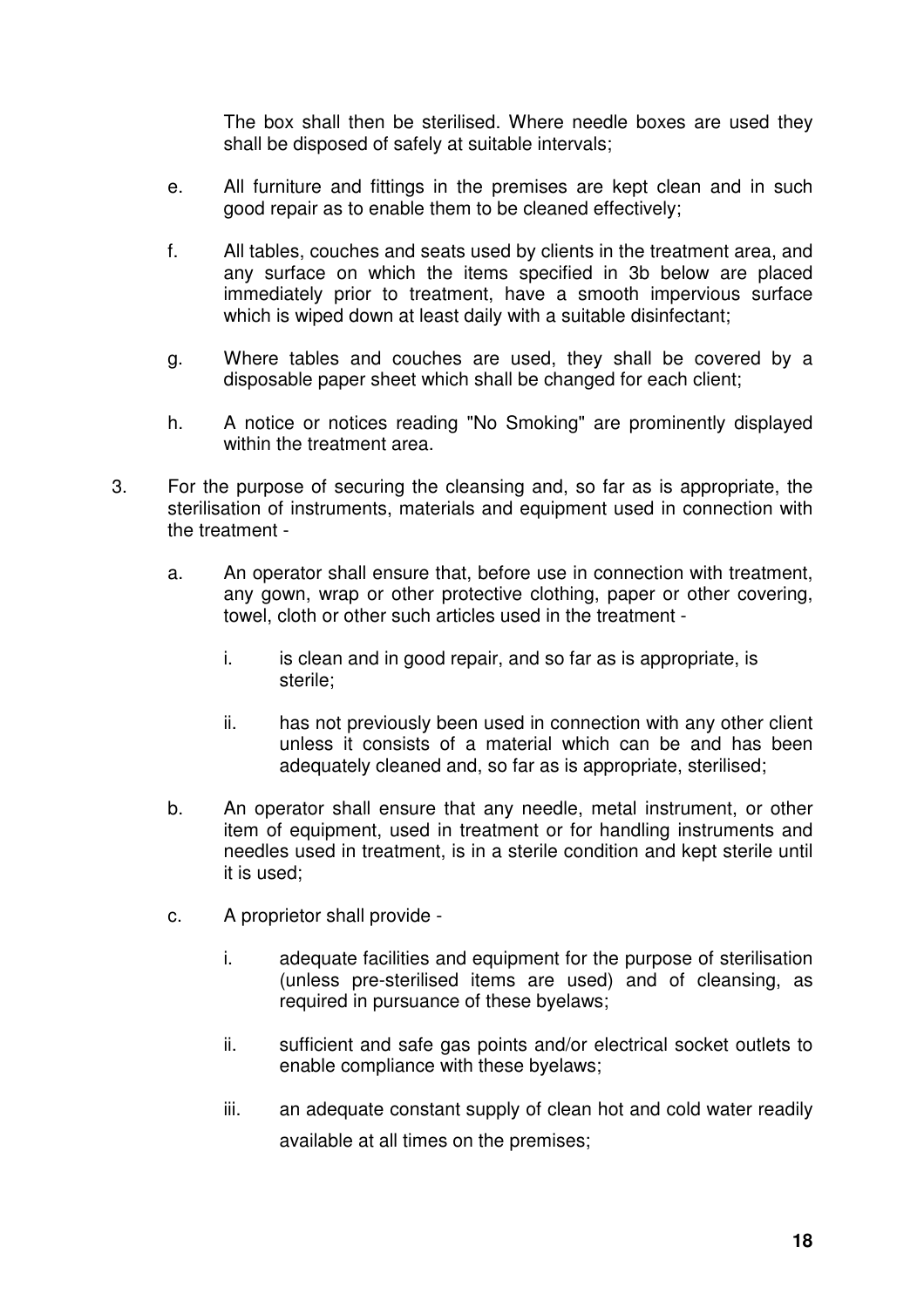The box shall then be sterilised. Where needle boxes are used they shall be disposed of safely at suitable intervals;

e. All furniture and fittings in the premises are kept clean and in such good repair as to enable them to be cleaned effectively;

f. All tables, couches and seats used by clients in the treatment area, and any surface on which the items specified in 3b below are placed immediately prior to treatment, have a smooth impervious surface which is wiped down at least daily with a suitable disinfectant;

g. Where tables and couches are used, they shall be covered by a disposable paper sheet which shall be changed for each client;

h. A notice or notices reading "No Smoking" are prominently displayed within the treatment area.

3. For the purpose of securing the cleansing and, so far as is appropriate, the sterilisation of instruments, materials and equipment used in connection with the treatment -

   a. An operator shall ensure that, before use in connection with treatment, any gown, wrap or other protective clothing, paper or other covering, towel, cloth or other such articles used in the treatment -

      i. is clean and in good repair, and so far as is appropriate, is sterile;

      ii. has not previously been used in connection with any other client unless it consists of a material which can be and has been adequately cleaned and, so far as is appropriate, sterilised;

   b. An operator shall ensure that any needle, metal instrument, or other item of equipment, used in treatment or for handling instruments and needles used in treatment, is in a sterile condition and kept sterile until it is used;

   c. A proprietor shall provide -

      i. adequate facilities and equipment for the purpose of sterilisation (unless pre-sterilised items are used) and of cleansing, as required in pursuance of these byelaws;

      ii. sufficient and safe gas points and/or electrical socket outlets to enable compliance with these byelaws;

      iii. an adequate constant supply of clean hot and cold water readily available at all times on the premises;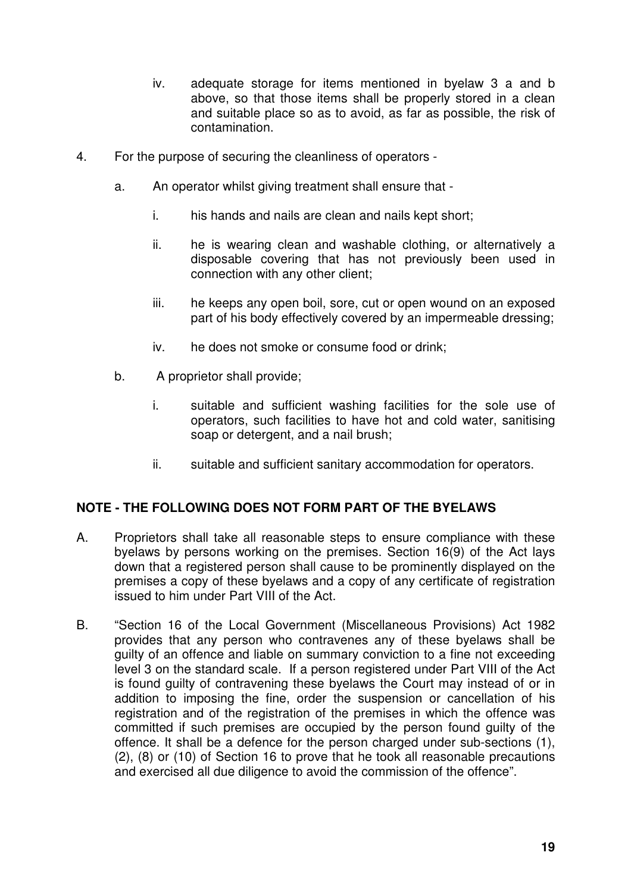iv. adequate storage for items mentioned in byelaw 3 a and b above, so that those items shall be properly stored in a clean and suitable place so as to avoid, as far as possible, the risk of contamination.

4. For the purpose of securing the cleanliness of operators -

    a. An operator whilst giving treatment shall ensure that -

        i. his hands and nails are clean and nails kept short;

        ii. he is wearing clean and washable clothing, or alternatively a disposable covering that has not previously been used in connection with any other client;

        iii. he keeps any open boil, sore, cut or open wound on an exposed part of his body effectively covered by an impermeable dressing;

        iv. he does not smoke or consume food or drink;

    b. A proprietor shall provide;

        i. suitable and sufficient washing facilities for the sole use of operators, such facilities to have hot and cold water, sanitising soap or detergent, and a nail brush;

        ii. suitable and sufficient sanitary accommodation for operators.

**NOTE - THE FOLLOWING DOES NOT FORM PART OF THE BYELAWS**

A. Proprietors shall take all reasonable steps to ensure compliance with these byelaws by persons working on the premises. Section 16(9) of the Act lays down that a registered person shall cause to be prominently displayed on the premises a copy of these byelaws and a copy of any certificate of registration issued to him under Part VIII of the Act.

B. "Section 16 of the Local Government (Miscellaneous Provisions) Act 1982 provides that any person who contravenes any of these byelaws shall be guilty of an offence and liable on summary conviction to a fine not exceeding level 3 on the standard scale. If a person registered under Part VIII of the Act is found guilty of contravening these byelaws the Court may instead of or in addition to imposing the fine, order the suspension or cancellation of his registration and of the registration of the premises in which the offence was committed if such premises are occupied by the person found guilty of the offence. It shall be a defence for the person charged under sub-sections (1), (2), (8) or (10) of Section 16 to prove that he took all reasonable precautions and exercised all due diligence to avoid the commission of the offence".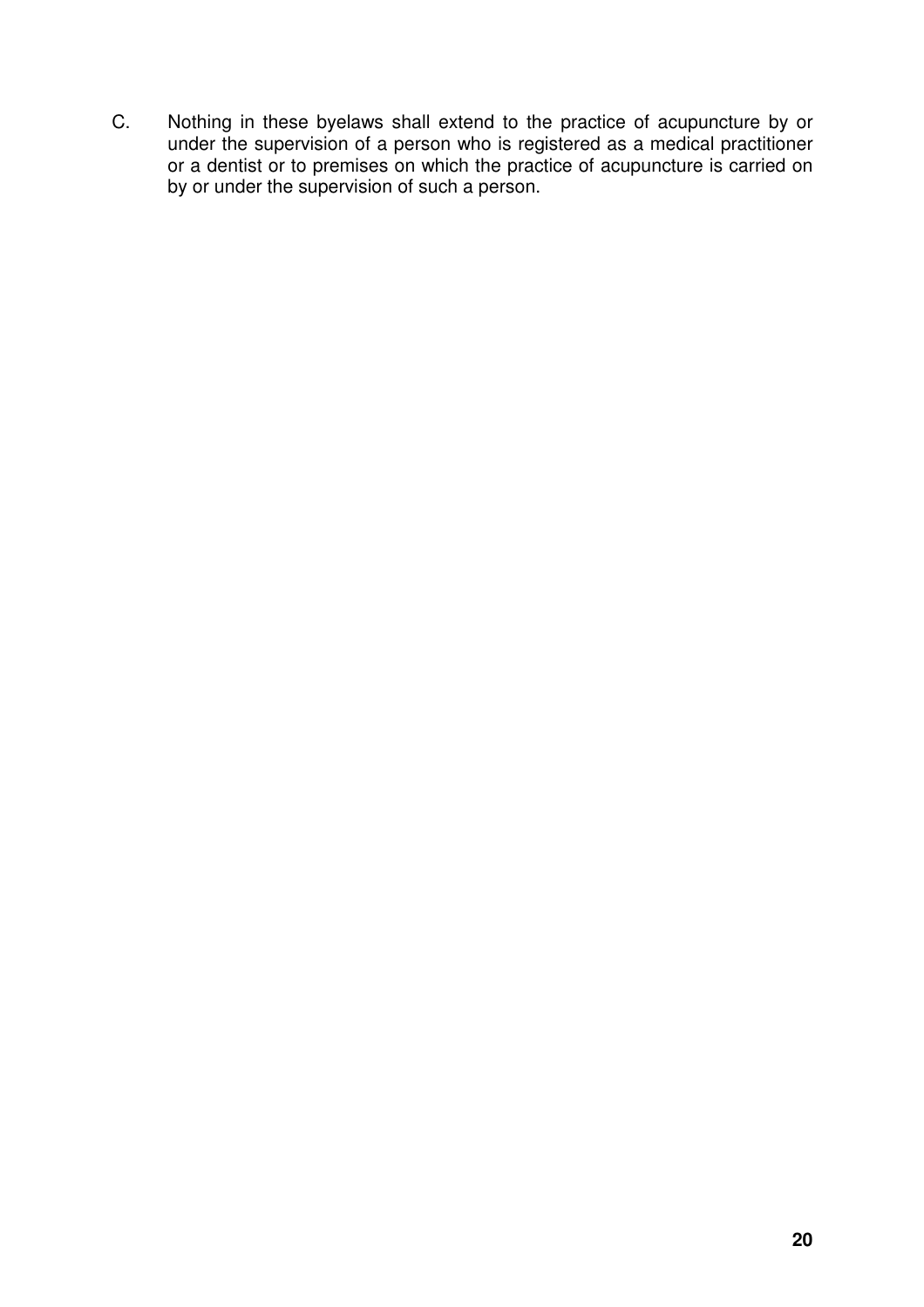C. Nothing in these byelaws shall extend to the practice of acupuncture by or under the supervision of a person who is registered as a medical practitioner or a dentist or to premises on which the practice of acupuncture is carried on by or under the supervision of such a person.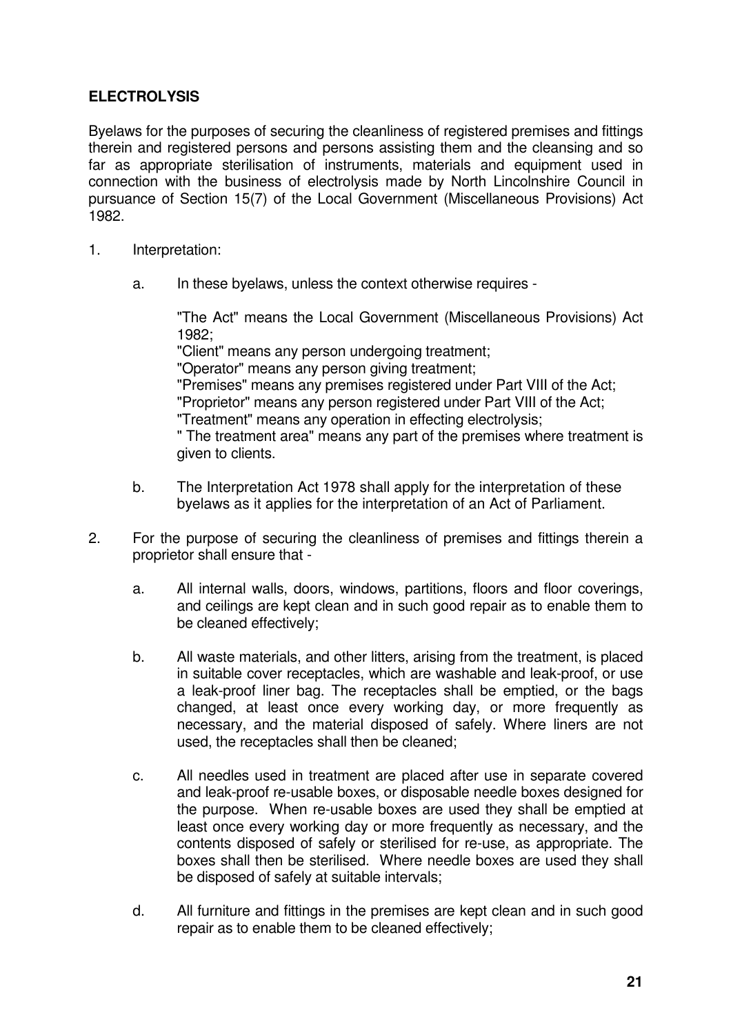**ELECTROLYSIS**

Byelaws for the purposes of securing the cleanliness of registered premises and fittings therein and registered persons and persons assisting them and the cleansing and so far as appropriate sterilisation of instruments, materials and equipment used in connection with the business of electrolysis made by North Lincolnshire Council in pursuance of Section 15(7) of the Local Government (Miscellaneous Provisions) Act 1982.

1. Interpretation:

   a. In these byelaws, unless the context otherwise requires -

      "The Act" means the Local Government (Miscellaneous Provisions) Act 1982;
      "Client" means any person undergoing treatment;
      "Operator" means any person giving treatment;
      "Premises" means any premises registered under Part VIII of the Act;
      "Proprietor" means any person registered under Part VIII of the Act;
      "Treatment" means any operation in effecting electrolysis;
      " The treatment area" means any part of the premises where treatment is given to clients.

   b. The Interpretation Act 1978 shall apply for the interpretation of these byelaws as it applies for the interpretation of an Act of Parliament.

2. For the purpose of securing the cleanliness of premises and fittings therein a proprietor shall ensure that -

   a. All internal walls, doors, windows, partitions, floors and floor coverings, and ceilings are kept clean and in such good repair as to enable them to be cleaned effectively;

   b. All waste materials, and other litters, arising from the treatment, is placed in suitable cover receptacles, which are washable and leak-proof, or use a leak-proof liner bag. The receptacles shall be emptied, or the bags changed, at least once every working day, or more frequently as necessary, and the material disposed of safely. Where liners are not used, the receptacles shall then be cleaned;

   c. All needles used in treatment are placed after use in separate covered and leak-proof re-usable boxes, or disposable needle boxes designed for the purpose. When re-usable boxes are used they shall be emptied at least once every working day or more frequently as necessary, and the contents disposed of safely or sterilised for re-use, as appropriate. The boxes shall then be sterilised. Where needle boxes are used they shall be disposed of safely at suitable intervals;

   d. All furniture and fittings in the premises are kept clean and in such good repair as to enable them to be cleaned effectively;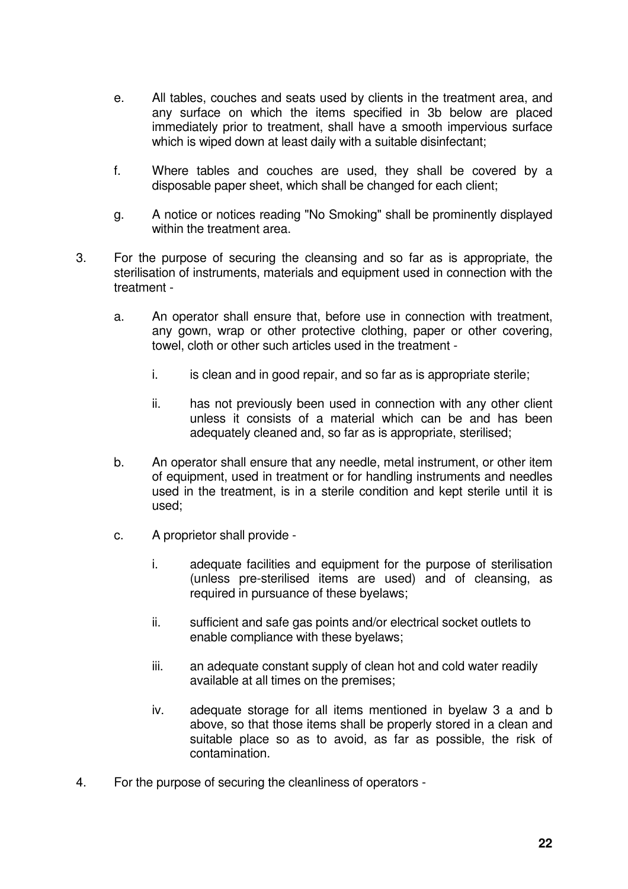e. All tables, couches and seats used by clients in the treatment area, and any surface on which the items specified in 3b below are placed immediately prior to treatment, shall have a smooth impervious surface which is wiped down at least daily with a suitable disinfectant;

f. Where tables and couches are used, they shall be covered by a disposable paper sheet, which shall be changed for each client;

g. A notice or notices reading "No Smoking" shall be prominently displayed within the treatment area.

3. For the purpose of securing the cleansing and so far as is appropriate, the sterilisation of instruments, materials and equipment used in connection with the treatment -

   a. An operator shall ensure that, before use in connection with treatment, any gown, wrap or other protective clothing, paper or other covering, towel, cloth or other such articles used in the treatment -

      i. is clean and in good repair, and so far as is appropriate sterile;

      ii. has not previously been used in connection with any other client unless it consists of a material which can be and has been adequately cleaned and, so far as is appropriate, sterilised;

   b. An operator shall ensure that any needle, metal instrument, or other item of equipment, used in treatment or for handling instruments and needles used in the treatment, is in a sterile condition and kept sterile until it is used;

   c. A proprietor shall provide -

      i. adequate facilities and equipment for the purpose of sterilisation (unless pre-sterilised items are used) and of cleansing, as required in pursuance of these byelaws;

      ii. sufficient and safe gas points and/or electrical socket outlets to enable compliance with these byelaws;

      iii. an adequate constant supply of clean hot and cold water readily available at all times on the premises;

      iv. adequate storage for all items mentioned in byelaw 3 a and b above, so that those items shall be properly stored in a clean and suitable place so as to avoid, as far as possible, the risk of contamination.

4. For the purpose of securing the cleanliness of operators -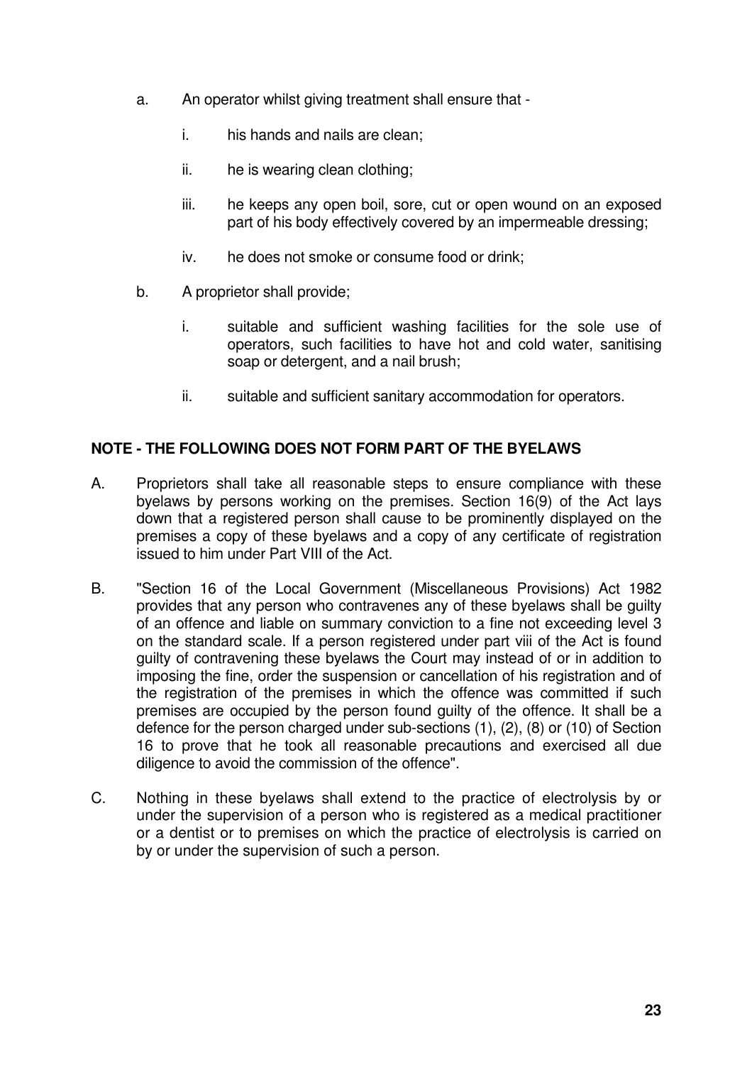a. An operator whilst giving treatment shall ensure that -

   i. his hands and nails are clean;

   ii. he is wearing clean clothing;

   iii. he keeps any open boil, sore, cut or open wound on an exposed part of his body effectively covered by an impermeable dressing;

   iv. he does not smoke or consume food or drink;

b. A proprietor shall provide;

   i. suitable and sufficient washing facilities for the sole use of operators, such facilities to have hot and cold water, sanitising soap or detergent, and a nail brush;

   ii. suitable and sufficient sanitary accommodation for operators.

**NOTE - THE FOLLOWING DOES NOT FORM PART OF THE BYELAWS**

A. Proprietors shall take all reasonable steps to ensure compliance with these byelaws by persons working on the premises. Section 16(9) of the Act lays down that a registered person shall cause to be prominently displayed on the premises a copy of these byelaws and a copy of any certificate of registration issued to him under Part VIII of the Act.

B. "Section 16 of the Local Government (Miscellaneous Provisions) Act 1982 provides that any person who contravenes any of these byelaws shall be guilty of an offence and liable on summary conviction to a fine not exceeding level 3 on the standard scale. If a person registered under part viii of the Act is found guilty of contravening these byelaws the Court may instead of or in addition to imposing the fine, order the suspension or cancellation of his registration and of the registration of the premises in which the offence was committed if such premises are occupied by the person found guilty of the offence. It shall be a defence for the person charged under sub-sections (1), (2), (8) or (10) of Section 16 to prove that he took all reasonable precautions and exercised all due diligence to avoid the commission of the offence".

C. Nothing in these byelaws shall extend to the practice of electrolysis by or under the supervision of a person who is registered as a medical practitioner or a dentist or to premises on which the practice of electrolysis is carried on by or under the supervision of such a person.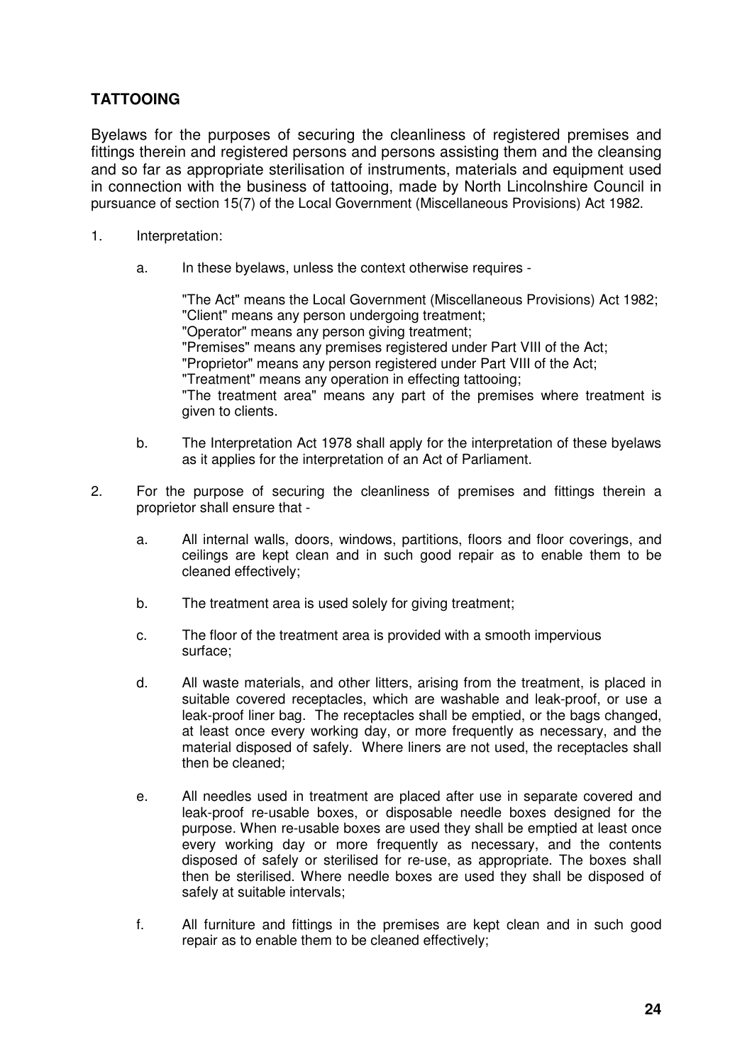## TATTOOING

Byelaws for the purposes of securing the cleanliness of registered premises and fittings therein and registered persons and persons assisting them and the cleansing and so far as appropriate sterilisation of instruments, materials and equipment used in connection with the business of tattooing, made by North Lincolnshire Council in pursuance of section 15(7) of the Local Government (Miscellaneous Provisions) Act 1982.

1. Interpretation:

    a. In these byelaws, unless the context otherwise requires -

        "The Act" means the Local Government (Miscellaneous Provisions) Act 1982;
        "Client" means any person undergoing treatment;
        "Operator" means any person giving treatment;
        "Premises" means any premises registered under Part VIII of the Act;
        "Proprietor" means any person registered under Part VIII of the Act;
        "Treatment" means any operation in effecting tattooing;
        "The treatment area" means any part of the premises where treatment is given to clients.

    b. The Interpretation Act 1978 shall apply for the interpretation of these byelaws as it applies for the interpretation of an Act of Parliament.

2. For the purpose of securing the cleanliness of premises and fittings therein a proprietor shall ensure that -

    a. All internal walls, doors, windows, partitions, floors and floor coverings, and ceilings are kept clean and in such good repair as to enable them to be cleaned effectively;

    b. The treatment area is used solely for giving treatment;

    c. The floor of the treatment area is provided with a smooth impervious surface;

    d. All waste materials, and other litters, arising from the treatment, is placed in suitable covered receptacles, which are washable and leak-proof, or use a leak-proof liner bag. The receptacles shall be emptied, or the bags changed, at least once every working day, or more frequently as necessary, and the material disposed of safely. Where liners are not used, the receptacles shall then be cleaned;

    e. All needles used in treatment are placed after use in separate covered and leak-proof re-usable boxes, or disposable needle boxes designed for the purpose. When re-usable boxes are used they shall be emptied at least once every working day or more frequently as necessary, and the contents disposed of safely or sterilised for re-use, as appropriate. The boxes shall then be sterilised. Where needle boxes are used they shall be disposed of safely at suitable intervals;

    f. All furniture and fittings in the premises are kept clean and in such good repair as to enable them to be cleaned effectively;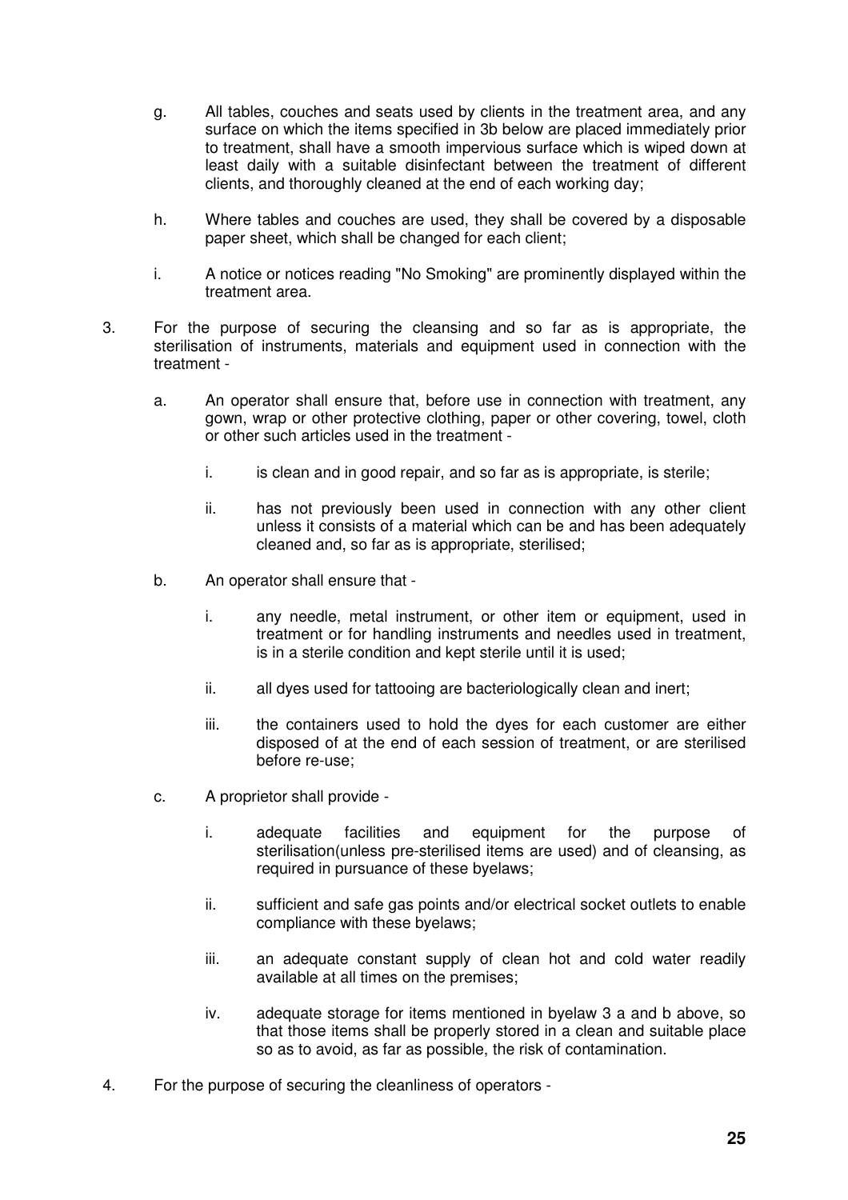g. All tables, couches and seats used by clients in the treatment area, and any surface on which the items specified in 3b below are placed immediately prior to treatment, shall have a smooth impervious surface which is wiped down at least daily with a suitable disinfectant between the treatment of different clients, and thoroughly cleaned at the end of each working day;

h. Where tables and couches are used, they shall be covered by a disposable paper sheet, which shall be changed for each client;

i. A notice or notices reading "No Smoking" are prominently displayed within the treatment area.

3. For the purpose of securing the cleansing and so far as is appropriate, the sterilisation of instruments, materials and equipment used in connection with the treatment -

   a. An operator shall ensure that, before use in connection with treatment, any gown, wrap or other protective clothing, paper or other covering, towel, cloth or other such articles used in the treatment -

      i. is clean and in good repair, and so far as is appropriate, is sterile;

      ii. has not previously been used in connection with any other client unless it consists of a material which can be and has been adequately cleaned and, so far as is appropriate, sterilised;

   b. An operator shall ensure that -

      i. any needle, metal instrument, or other item or equipment, used in treatment or for handling instruments and needles used in treatment, is in a sterile condition and kept sterile until it is used;

      ii. all dyes used for tattooing are bacteriologically clean and inert;

      iii. the containers used to hold the dyes for each customer are either disposed of at the end of each session of treatment, or are sterilised before re-use;

   c. A proprietor shall provide -

      i. adequate facilities and equipment for the purpose of sterilisation(unless pre-sterilised items are used) and of cleansing, as required in pursuance of these byelaws;

      ii. sufficient and safe gas points and/or electrical socket outlets to enable compliance with these byelaws;

      iii. an adequate constant supply of clean hot and cold water readily available at all times on the premises;

      iv. adequate storage for items mentioned in byelaw 3 a and b above, so that those items shall be properly stored in a clean and suitable place so as to avoid, as far as possible, the risk of contamination.

4. For the purpose of securing the cleanliness of operators -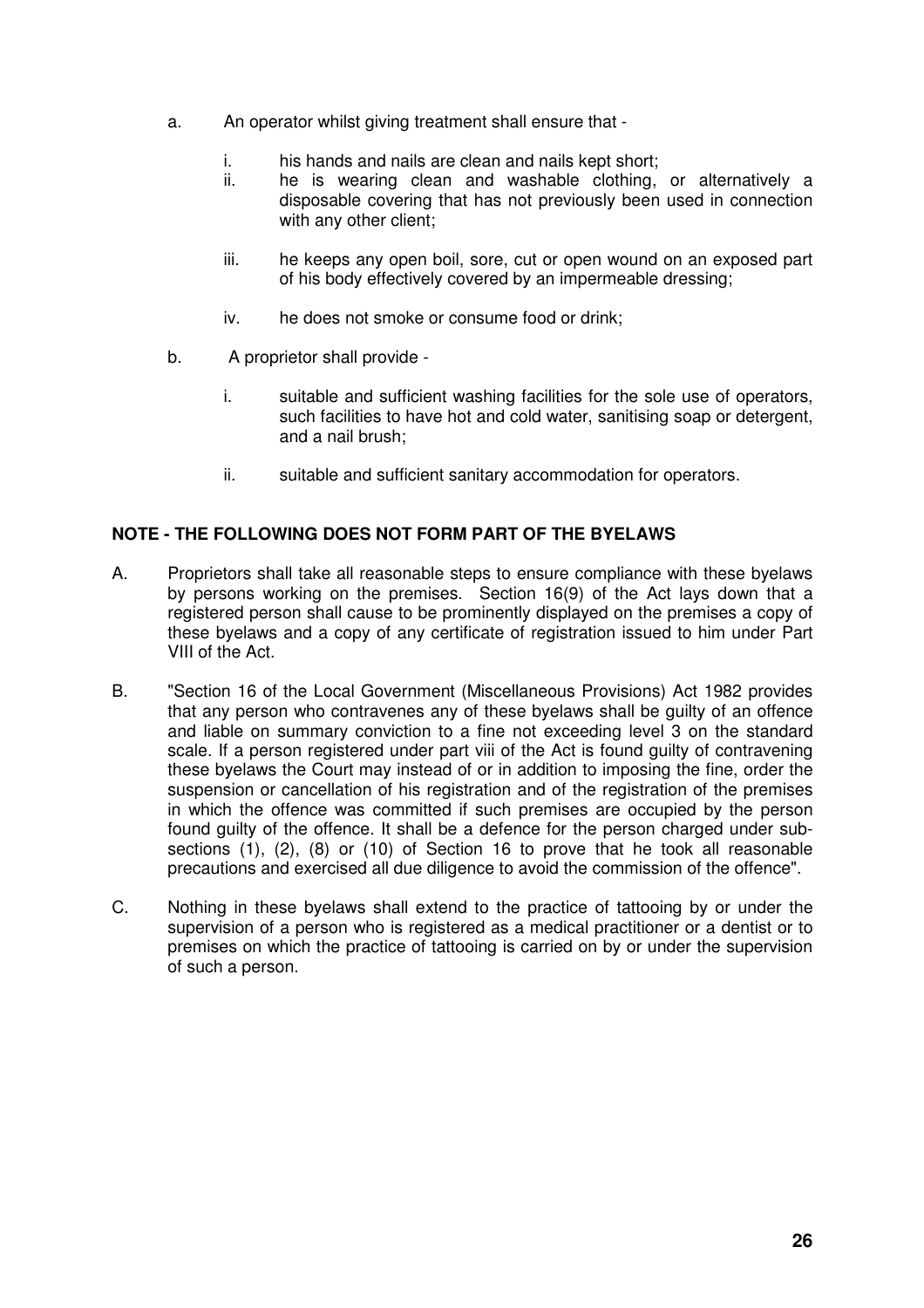a. An operator whilst giving treatment shall ensure that -

   i. his hands and nails are clean and nails kept short;
   ii. he is wearing clean and washable clothing, or alternatively a disposable covering that has not previously been used in connection with any other client;
   iii. he keeps any open boil, sore, cut or open wound on an exposed part of his body effectively covered by an impermeable dressing;
   iv. he does not smoke or consume food or drink;

b. A proprietor shall provide -

   i. suitable and sufficient washing facilities for the sole use of operators, such facilities to have hot and cold water, sanitising soap or detergent, and a nail brush;
   ii. suitable and sufficient sanitary accommodation for operators.

**NOTE - THE FOLLOWING DOES NOT FORM PART OF THE BYELAWS**

A. Proprietors shall take all reasonable steps to ensure compliance with these byelaws by persons working on the premises. Section 16(9) of the Act lays down that a registered person shall cause to be prominently displayed on the premises a copy of these byelaws and a copy of any certificate of registration issued to him under Part VIII of the Act.

B. "Section 16 of the Local Government (Miscellaneous Provisions) Act 1982 provides that any person who contravenes any of these byelaws shall be guilty of an offence and liable on summary conviction to a fine not exceeding level 3 on the standard scale. If a person registered under part viii of the Act is found guilty of contravening these byelaws the Court may instead of or in addition to imposing the fine, order the suspension or cancellation of his registration and of the registration of the premises in which the offence was committed if such premises are occupied by the person found guilty of the offence. It shall be a defence for the person charged under sub-sections (1), (2), (8) or (10) of Section 16 to prove that he took all reasonable precautions and exercised all due diligence to avoid the commission of the offence".

C. Nothing in these byelaws shall extend to the practice of tattooing by or under the supervision of a person who is registered as a medical practitioner or a dentist or to premises on which the practice of tattooing is carried on by or under the supervision of such a person.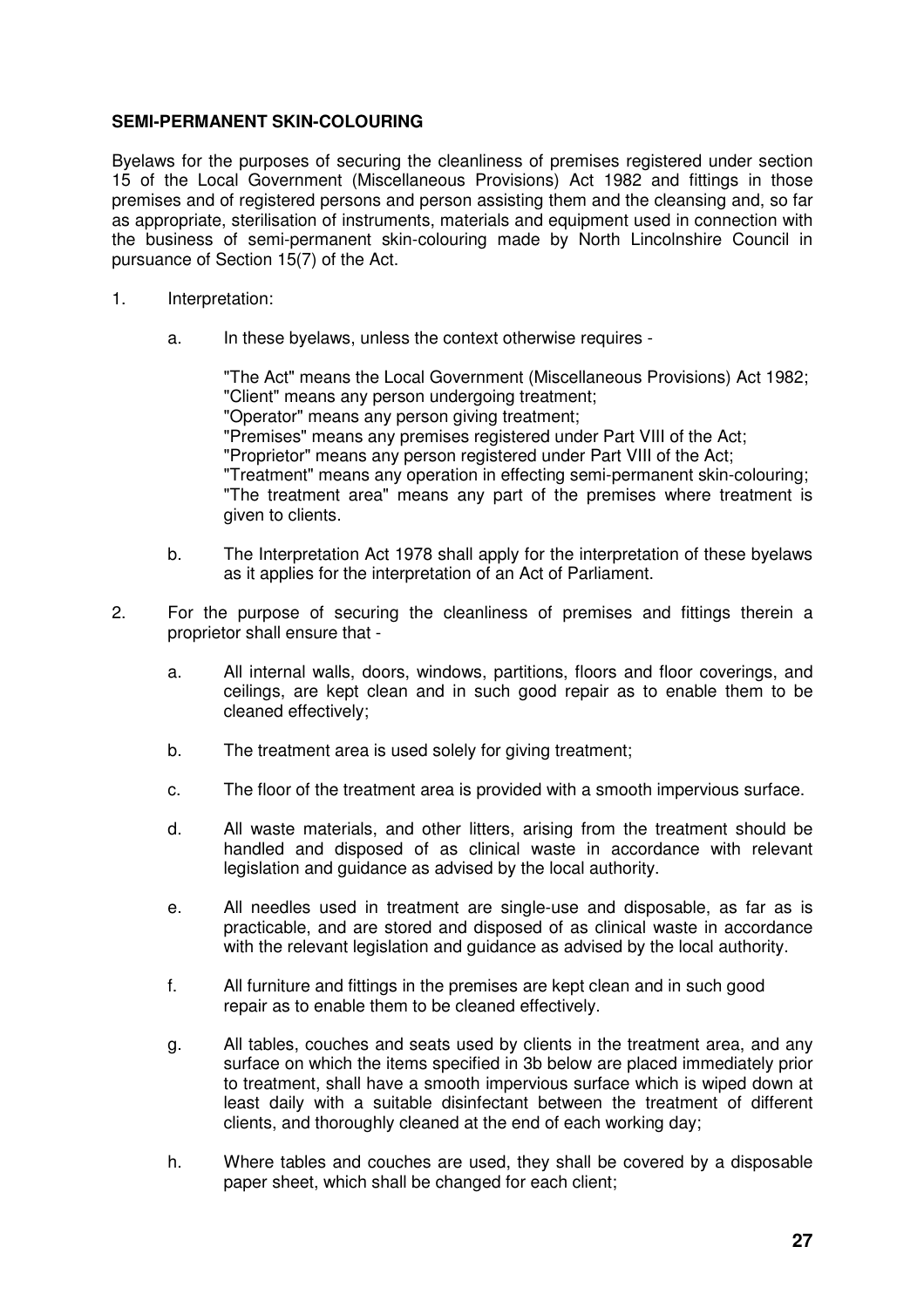**SEMI-PERMANENT SKIN-COLOURING**

Byelaws for the purposes of securing the cleanliness of premises registered under section 15 of the Local Government (Miscellaneous Provisions) Act 1982 and fittings in those premises and of registered persons and person assisting them and the cleansing and, so far as appropriate, sterilisation of instruments, materials and equipment used in connection with the business of semi-permanent skin-colouring made by North Lincolnshire Council in pursuance of Section 15(7) of the Act.

1. Interpretation:

   a. In these byelaws, unless the context otherwise requires -

      "The Act" means the Local Government (Miscellaneous Provisions) Act 1982;
      "Client" means any person undergoing treatment;
      "Operator" means any person giving treatment;
      "Premises" means any premises registered under Part VIII of the Act;
      "Proprietor" means any person registered under Part VIII of the Act;
      "Treatment" means any operation in effecting semi-permanent skin-colouring;
      "The treatment area" means any part of the premises where treatment is given to clients.

   b. The Interpretation Act 1978 shall apply for the interpretation of these byelaws as it applies for the interpretation of an Act of Parliament.

2. For the purpose of securing the cleanliness of premises and fittings therein a proprietor shall ensure that -

   a. All internal walls, doors, windows, partitions, floors and floor coverings, and ceilings, are kept clean and in such good repair as to enable them to be cleaned effectively;

   b. The treatment area is used solely for giving treatment;

   c. The floor of the treatment area is provided with a smooth impervious surface.

   d. All waste materials, and other litters, arising from the treatment should be handled and disposed of as clinical waste in accordance with relevant legislation and guidance as advised by the local authority.

   e. All needles used in treatment are single-use and disposable, as far as is practicable, and are stored and disposed of as clinical waste in accordance with the relevant legislation and guidance as advised by the local authority.

   f. All furniture and fittings in the premises are kept clean and in such good repair as to enable them to be cleaned effectively.

   g. All tables, couches and seats used by clients in the treatment area, and any surface on which the items specified in 3b below are placed immediately prior to treatment, shall have a smooth impervious surface which is wiped down at least daily with a suitable disinfectant between the treatment of different clients, and thoroughly cleaned at the end of each working day;

   h. Where tables and couches are used, they shall be covered by a disposable paper sheet, which shall be changed for each client;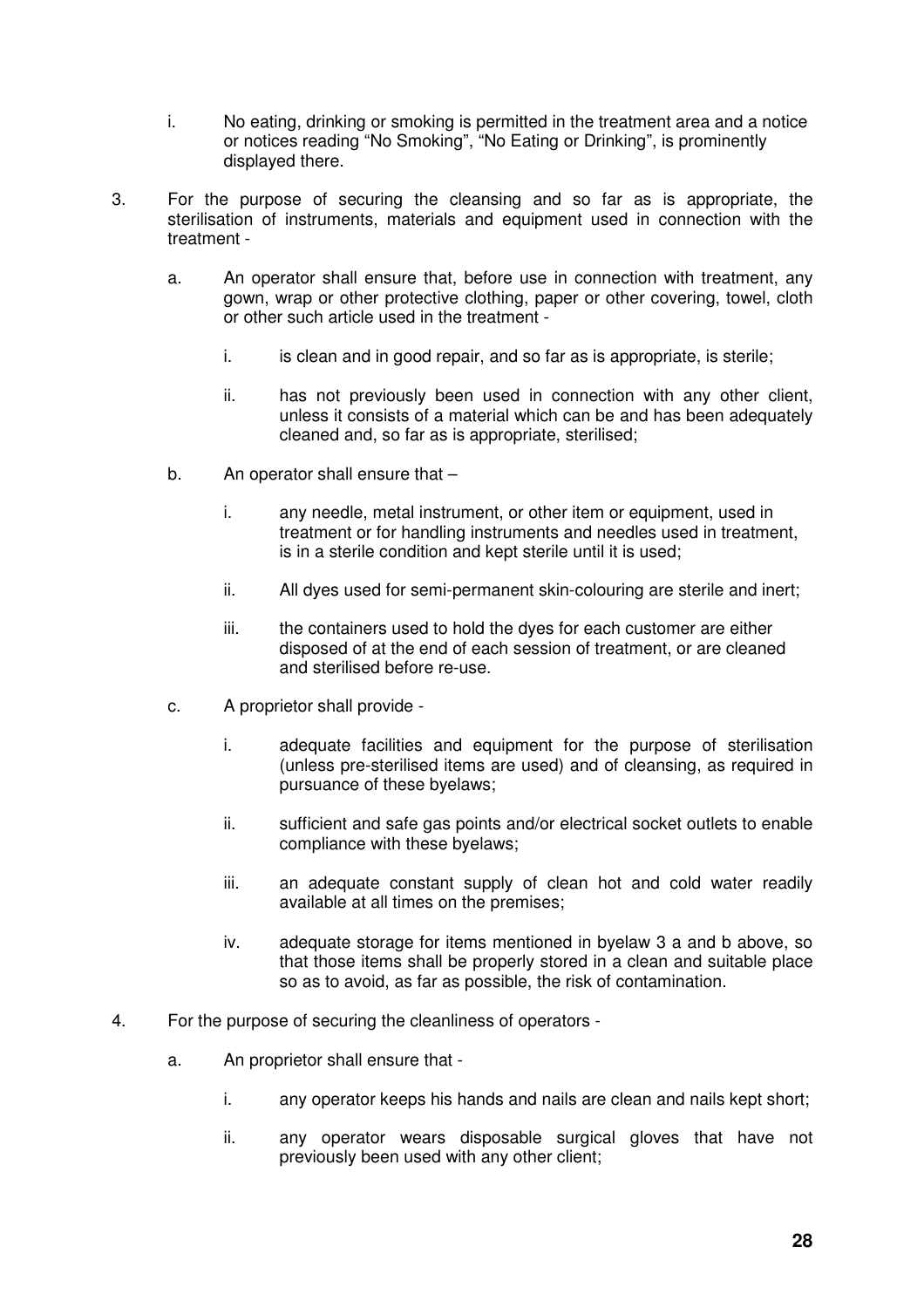i. No eating, drinking or smoking is permitted in the treatment area and a notice or notices reading "No Smoking", "No Eating or Drinking", is prominently displayed there.

3. For the purpose of securing the cleansing and so far as is appropriate, the sterilisation of instruments, materials and equipment used in connection with the treatment -

   a. An operator shall ensure that, before use in connection with treatment, any gown, wrap or other protective clothing, paper or other covering, towel, cloth or other such article used in the treatment -

      i. is clean and in good repair, and so far as is appropriate, is sterile;

      ii. has not previously been used in connection with any other client, unless it consists of a material which can be and has been adequately cleaned and, so far as is appropriate, sterilised;

   b. An operator shall ensure that –

      i. any needle, metal instrument, or other item or equipment, used in treatment or for handling instruments and needles used in treatment, is in a sterile condition and kept sterile until it is used;

      ii. All dyes used for semi-permanent skin-colouring are sterile and inert;

      iii. the containers used to hold the dyes for each customer are either disposed of at the end of each session of treatment, or are cleaned and sterilised before re-use.

   c. A proprietor shall provide -

      i. adequate facilities and equipment for the purpose of sterilisation (unless pre-sterilised items are used) and of cleansing, as required in pursuance of these byelaws;

      ii. sufficient and safe gas points and/or electrical socket outlets to enable compliance with these byelaws;

      iii. an adequate constant supply of clean hot and cold water readily available at all times on the premises;

      iv. adequate storage for items mentioned in byelaw 3 a and b above, so that those items shall be properly stored in a clean and suitable place so as to avoid, as far as possible, the risk of contamination.

4. For the purpose of securing the cleanliness of operators -

   a. An proprietor shall ensure that -

      i. any operator keeps his hands and nails are clean and nails kept short;

      ii. any operator wears disposable surgical gloves that have not previously been used with any other client;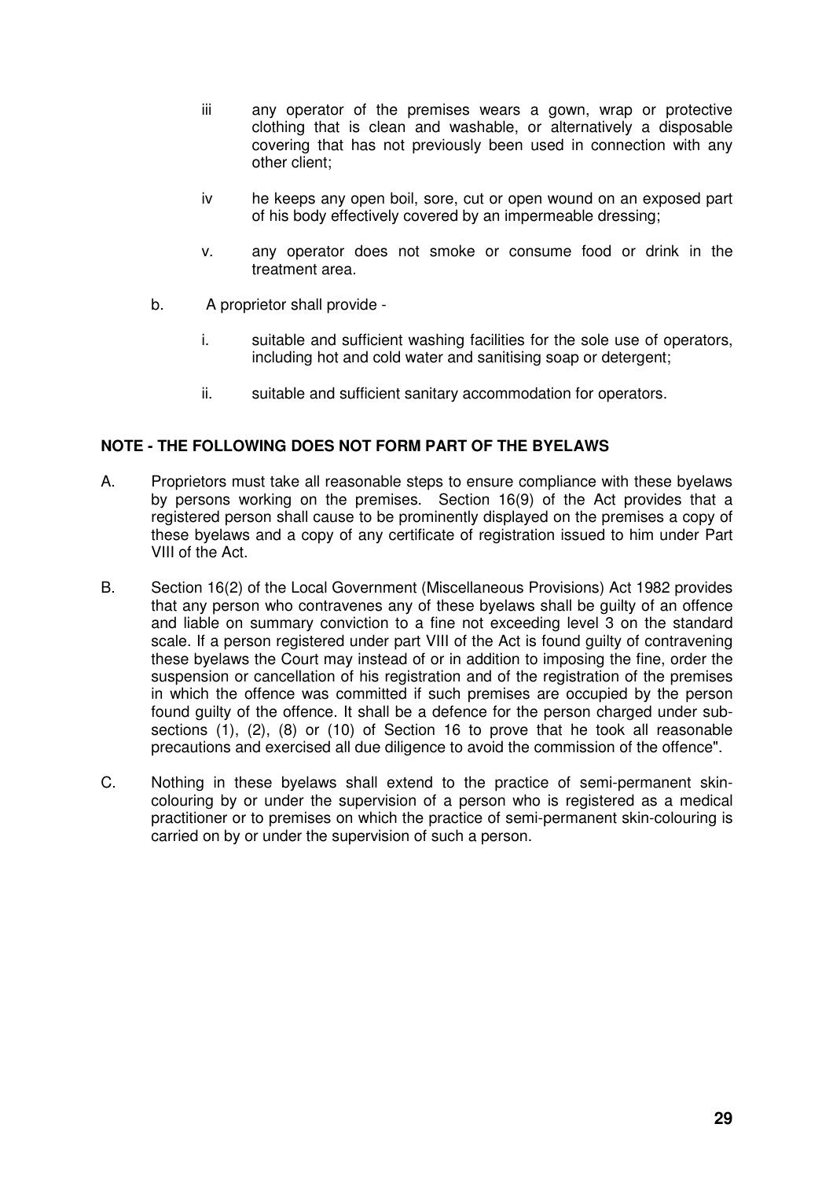iii any operator of the premises wears a gown, wrap or protective clothing that is clean and washable, or alternatively a disposable covering that has not previously been used in connection with any other client;

iv he keeps any open boil, sore, cut or open wound on an exposed part of his body effectively covered by an impermeable dressing;

v. any operator does not smoke or consume food or drink in the treatment area.

b. A proprietor shall provide -

i. suitable and sufficient washing facilities for the sole use of operators, including hot and cold water and sanitising soap or detergent;

ii. suitable and sufficient sanitary accommodation for operators.

**NOTE - THE FOLLOWING DOES NOT FORM PART OF THE BYELAWS**

A. Proprietors must take all reasonable steps to ensure compliance with these byelaws by persons working on the premises. Section 16(9) of the Act provides that a registered person shall cause to be prominently displayed on the premises a copy of these byelaws and a copy of any certificate of registration issued to him under Part VIII of the Act.

B. Section 16(2) of the Local Government (Miscellaneous Provisions) Act 1982 provides that any person who contravenes any of these byelaws shall be guilty of an offence and liable on summary conviction to a fine not exceeding level 3 on the standard scale. If a person registered under part VIII of the Act is found guilty of contravening these byelaws the Court may instead of or in addition to imposing the fine, order the suspension or cancellation of his registration and of the registration of the premises in which the offence was committed if such premises are occupied by the person found guilty of the offence. It shall be a defence for the person charged under sub-sections (1), (2), (8) or (10) of Section 16 to prove that he took all reasonable precautions and exercised all due diligence to avoid the commission of the offence".

C. Nothing in these byelaws shall extend to the practice of semi-permanent skin-colouring by or under the supervision of a person who is registered as a medical practitioner or to premises on which the practice of semi-permanent skin-colouring is carried on by or under the supervision of such a person.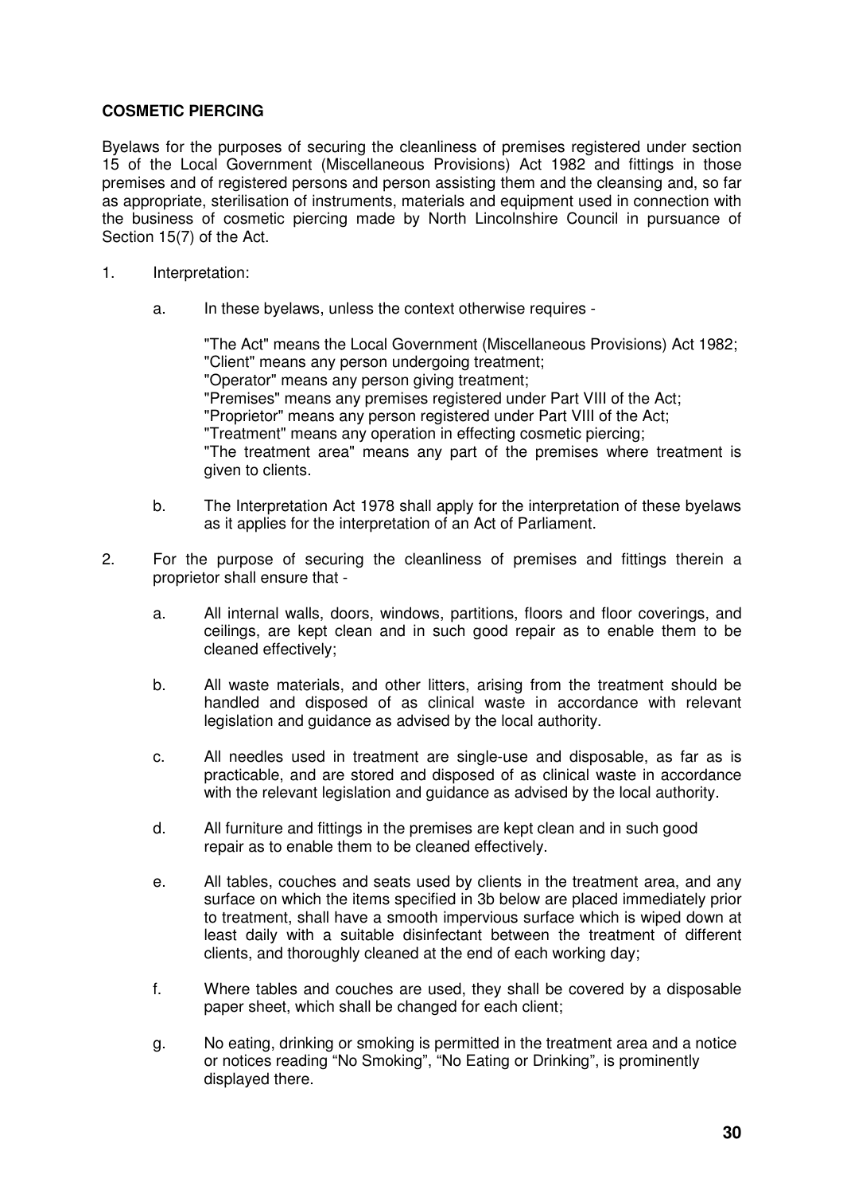**COSMETIC PIERCING**

Byelaws for the purposes of securing the cleanliness of premises registered under section 15 of the Local Government (Miscellaneous Provisions) Act 1982 and fittings in those premises and of registered persons and person assisting them and the cleansing and, so far as appropriate, sterilisation of instruments, materials and equipment used in connection with the business of cosmetic piercing made by North Lincolnshire Council in pursuance of Section 15(7) of the Act.

1. Interpretation:

   a. In these byelaws, unless the context otherwise requires -

      "The Act" means the Local Government (Miscellaneous Provisions) Act 1982;
      "Client" means any person undergoing treatment;
      "Operator" means any person giving treatment;
      "Premises" means any premises registered under Part VIII of the Act;
      "Proprietor" means any person registered under Part VIII of the Act;
      "Treatment" means any operation in effecting cosmetic piercing;
      "The treatment area" means any part of the premises where treatment is given to clients.

   b. The Interpretation Act 1978 shall apply for the interpretation of these byelaws as it applies for the interpretation of an Act of Parliament.

2. For the purpose of securing the cleanliness of premises and fittings therein a proprietor shall ensure that -

   a. All internal walls, doors, windows, partitions, floors and floor coverings, and ceilings, are kept clean and in such good repair as to enable them to be cleaned effectively;

   b. All waste materials, and other litters, arising from the treatment should be handled and disposed of as clinical waste in accordance with relevant legislation and guidance as advised by the local authority.

   c. All needles used in treatment are single-use and disposable, as far as is practicable, and are stored and disposed of as clinical waste in accordance with the relevant legislation and guidance as advised by the local authority.

   d. All furniture and fittings in the premises are kept clean and in such good repair as to enable them to be cleaned effectively.

   e. All tables, couches and seats used by clients in the treatment area, and any surface on which the items specified in 3b below are placed immediately prior to treatment, shall have a smooth impervious surface which is wiped down at least daily with a suitable disinfectant between the treatment of different clients, and thoroughly cleaned at the end of each working day;

   f. Where tables and couches are used, they shall be covered by a disposable paper sheet, which shall be changed for each client;

   g. No eating, drinking or smoking is permitted in the treatment area and a notice or notices reading "No Smoking", "No Eating or Drinking", is prominently displayed there.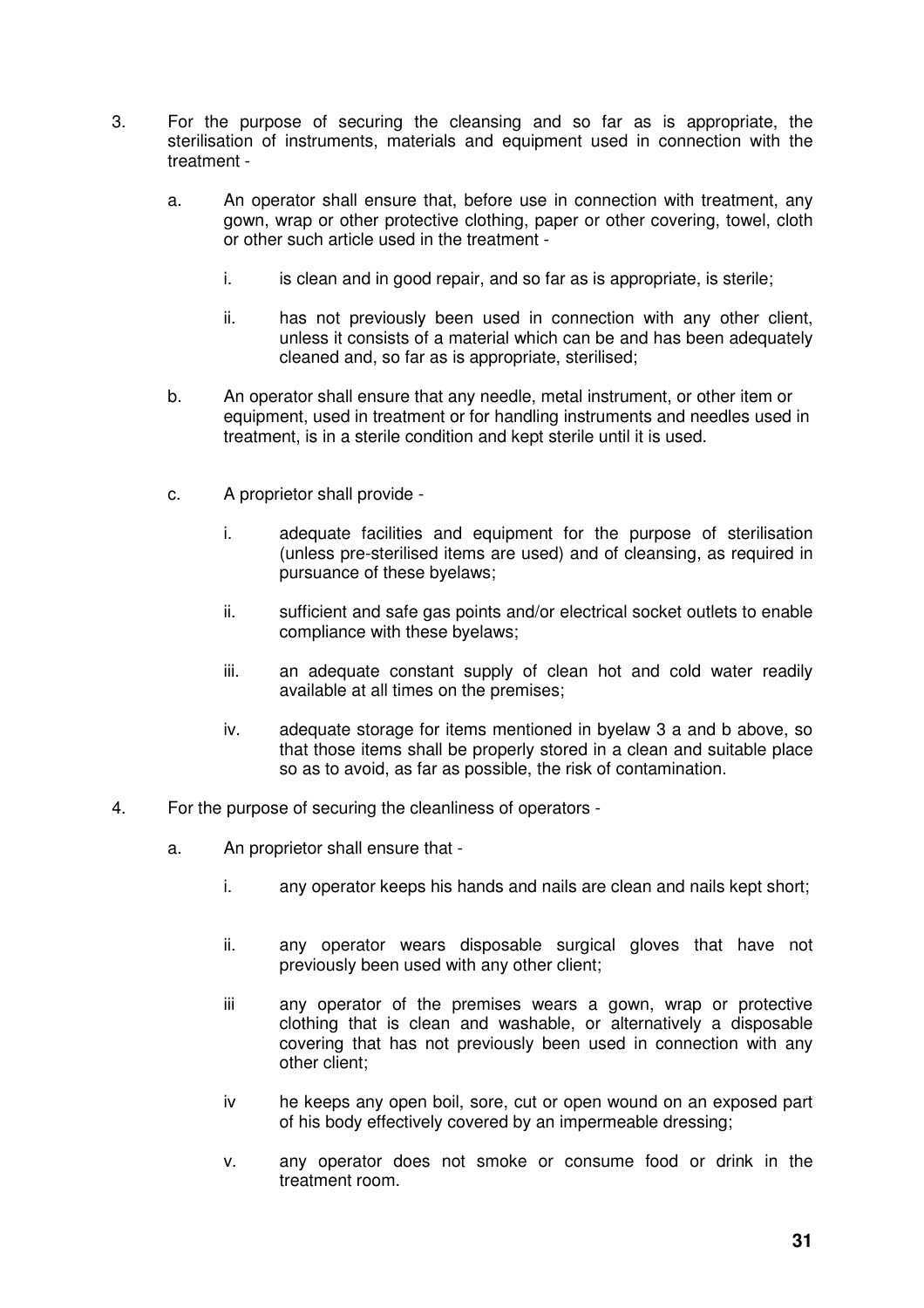3. For the purpose of securing the cleansing and so far as is appropriate, the sterilisation of instruments, materials and equipment used in connection with the treatment -

   a. An operator shall ensure that, before use in connection with treatment, any gown, wrap or other protective clothing, paper or other covering, towel, cloth or other such article used in the treatment -

      i. is clean and in good repair, and so far as is appropriate, is sterile;

      ii. has not previously been used in connection with any other client, unless it consists of a material which can be and has been adequately cleaned and, so far as is appropriate, sterilised;

   b. An operator shall ensure that any needle, metal instrument, or other item or equipment, used in treatment or for handling instruments and needles used in treatment, is in a sterile condition and kept sterile until it is used.

   c. A proprietor shall provide -

      i. adequate facilities and equipment for the purpose of sterilisation (unless pre-sterilised items are used) and of cleansing, as required in pursuance of these byelaws;

      ii. sufficient and safe gas points and/or electrical socket outlets to enable compliance with these byelaws;

      iii. an adequate constant supply of clean hot and cold water readily available at all times on the premises;

      iv. adequate storage for items mentioned in byelaw 3 a and b above, so that those items shall be properly stored in a clean and suitable place so as to avoid, as far as possible, the risk of contamination.

4. For the purpose of securing the cleanliness of operators -

   a. An proprietor shall ensure that -

      i. any operator keeps his hands and nails are clean and nails kept short;

      ii. any operator wears disposable surgical gloves that have not previously been used with any other client;

      iii any operator of the premises wears a gown, wrap or protective clothing that is clean and washable, or alternatively a disposable covering that has not previously been used in connection with any other client;

      iv he keeps any open boil, sore, cut or open wound on an exposed part of his body effectively covered by an impermeable dressing;

      v. any operator does not smoke or consume food or drink in the treatment room.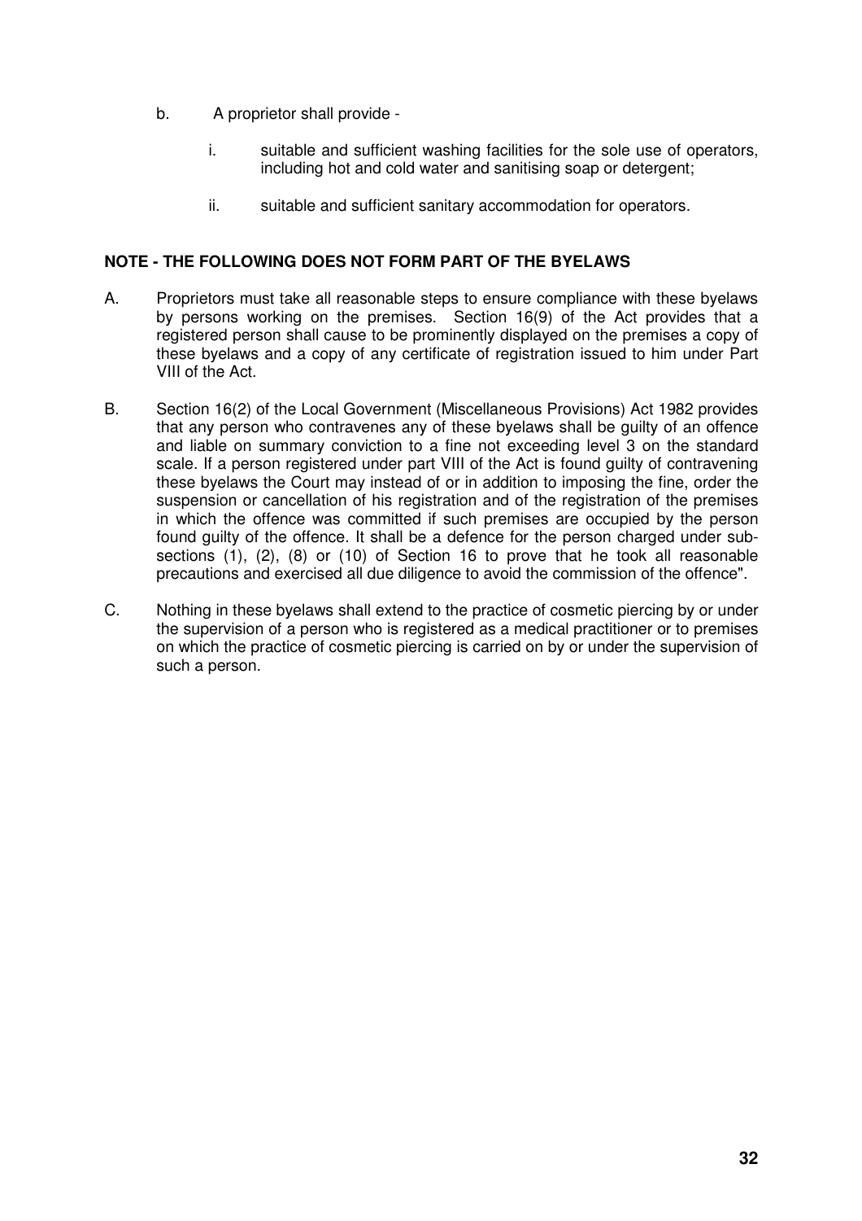b. A proprietor shall provide -

   i. suitable and sufficient washing facilities for the sole use of operators, including hot and cold water and sanitising soap or detergent;

   ii. suitable and sufficient sanitary accommodation for operators.

**NOTE - THE FOLLOWING DOES NOT FORM PART OF THE BYELAWS**

A. Proprietors must take all reasonable steps to ensure compliance with these byelaws by persons working on the premises. Section 16(9) of the Act provides that a registered person shall cause to be prominently displayed on the premises a copy of these byelaws and a copy of any certificate of registration issued to him under Part VIII of the Act.

B. Section 16(2) of the Local Government (Miscellaneous Provisions) Act 1982 provides that any person who contravenes any of these byelaws shall be guilty of an offence and liable on summary conviction to a fine not exceeding level 3 on the standard scale. If a person registered under part VIII of the Act is found guilty of contravening these byelaws the Court may instead of or in addition to imposing the fine, order the suspension or cancellation of his registration and of the registration of the premises in which the offence was committed if such premises are occupied by the person found guilty of the offence. It shall be a defence for the person charged under sub-sections (1), (2), (8) or (10) of Section 16 to prove that he took all reasonable precautions and exercised all due diligence to avoid the commission of the offence".

C. Nothing in these byelaws shall extend to the practice of cosmetic piercing by or under the supervision of a person who is registered as a medical practitioner or to premises on which the practice of cosmetic piercing is carried on by or under the supervision of such a person.